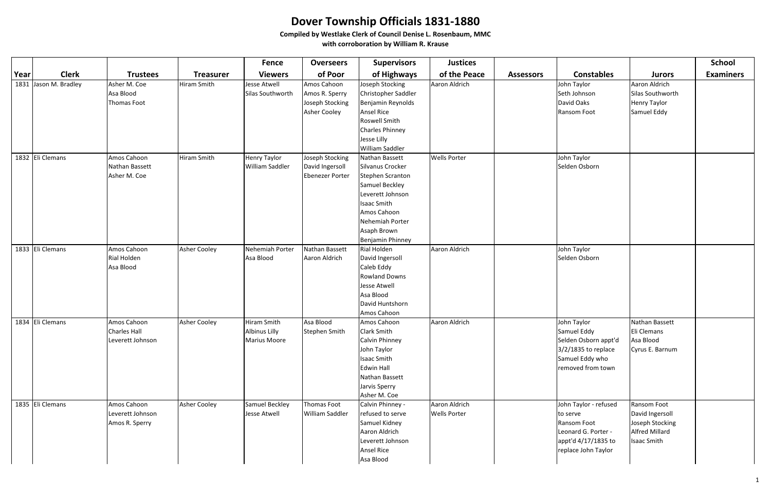# Dover Township Officials 1831-1880

**Compiled by Westlake Clerk of Council Denise L. Rosenbaum, MMC**

**with corroboration by William R. Krause**

| Year | Clerk | Trustees | Treasurer | Fence Viewers | Overseers of Poor | Supervisors of Highways | Justices of the Peace | Assessors | Constables | Jurors | School Examiners |
|---|---|---|---|---|---|---|---|---|---|---|---|
| 1831 | Jason M. Bradley | Asher M. Coe<br>Asa Blood<br>Thomas Foot | Hiram Smith | Jesse Atwell<br>Silas Southworth | Amos Cahoon<br>Amos R. Sperry<br>Joseph Stocking<br>Asher Cooley | Joseph Stocking<br>Christopher Saddler<br>Benjamin Reynolds<br>Ansel Rice<br>Roswell Smith<br>Charles Phinney<br>Jesse Lilly<br>William Saddler | Aaron Aldrich | | John Taylor<br>Seth Johnson<br>David Oaks<br>Ransom Foot | Aaron Aldrich<br>Silas Southworth<br>Henry Taylor<br>Samuel Eddy | |
| 1832 | Eli Clemans | Amos Cahoon<br>Nathan Bassett<br>Asher M. Coe | Hiram Smith | Henry Taylor<br>William Saddler | Joseph Stocking<br>David Ingersoll<br>Ebenezer Porter | Nathan Bassett<br>Silvanus Crocker<br>Stephen Scranton<br>Samuel Beckley<br>Leverett Johnson<br>Isaac Smith<br>Amos Cahoon<br>Nehemiah Porter<br>Asaph Brown<br>Benjamin Phinney | Wells Porter | | John Taylor<br>Selden Osborn | | |
| 1833 | Eli Clemans | Amos Cahoon<br>Rial Holden<br>Asa Blood | Asher Cooley | Nehemiah Porter<br>Asa Blood | Nathan Bassett<br>Aaron Aldrich | Rial Holden<br>David Ingersoll<br>Caleb Eddy<br>Rowland Downs<br>Jesse Atwell<br>Asa Blood<br>David Huntshorn<br>Amos Cahoon | Aaron Aldrich | | John Taylor<br>Selden Osborn | | |
| 1834 | Eli Clemans | Amos Cahoon<br>Charles Hall<br>Leverett Johnson | Asher Cooley | Hiram Smith<br>Albinus Lilly<br>Marius Moore | Asa Blood<br>Stephen Smith | Amos Cahoon<br>Clark Smith<br>Calvin Phinney<br>John Taylor<br>Isaac Smith<br>Edwin Hall<br>Nathan Bassett<br>Jarvis Sperry<br>Asher M. Coe | Aaron Aldrich | | John Taylor<br>Samuel Eddy<br>Selden Osborn appt'd 3/2/1835 to replace Samuel Eddy who removed from town | Nathan Bassett<br>Eli Clemans<br>Asa Blood<br>Cyrus E. Barnum | |
| 1835 | Eli Clemans | Amos Cahoon<br>Leverett Johnson<br>Amos R. Sperry | Asher Cooley | Samuel Beckley<br>Jesse Atwell | Thomas Foot<br>William Saddler | Calvin Phinney - refused to serve<br>Samuel Kidney<br>Aaron Aldrich<br>Leverett Johnson<br>Ansel Rice<br>Asa Blood | Aaron Aldrich<br>Wells Porter | | John Taylor - refused to serve<br>Ransom Foot<br>Leonard G. Porter - appt'd 4/17/1835 to replace John Taylor | Ransom Foot<br>David Ingersoll<br>Joseph Stocking<br>Alfred Millard<br>Isaac Smith | |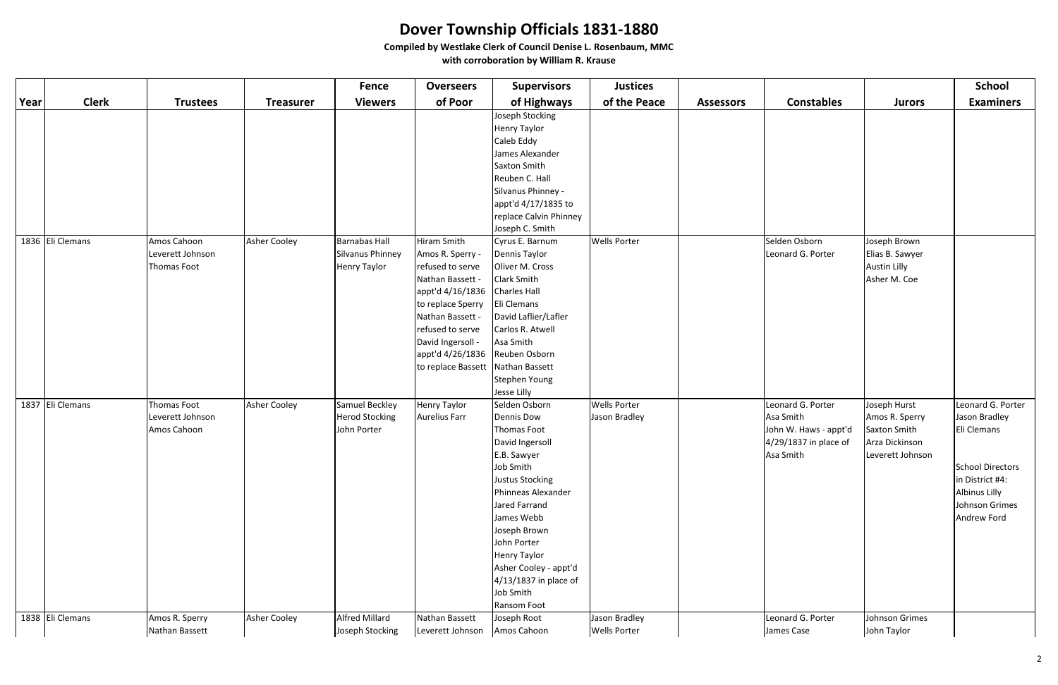# Dover Township Officials 1831-1880

**Compiled by Westlake Clerk of Council Denise L. Rosenbaum, MMC**

**with corroboration by William R. Krause**

| Year | Clerk | Trustees | Treasurer | Fence Viewers | Overseers of Poor | Supervisors of Highways | Justices of the Peace | Assessors | Constables | Jurors | School Examiners |
|---|---|---|---|---|---|---|---|---|---|---|---|
| | | | | | | Joseph Stocking<br>Henry Taylor<br>Caleb Eddy<br>James Alexander<br>Saxton Smith<br>Reuben C. Hall<br>Silvanus Phinney - appt'd 4/17/1835 to replace Calvin Phinney<br>Joseph C. Smith | | | | | |
| 1836 | Eli Clemans | Amos Cahoon<br>Leverett Johnson<br>Thomas Foot | Asher Cooley | Barnabas Hall<br>Silvanus Phinney<br>Henry Taylor | Hiram Smith<br>Amos R. Sperry - refused to serve<br>Nathan Bassett - appt'd 4/16/1836 to replace Sperry<br>Nathan Bassett - refused to serve<br>David Ingersoll - appt'd 4/26/1836 to replace Bassett | Cyrus E. Barnum<br>Dennis Taylor<br>Oliver M. Cross<br>Clark Smith<br>Charles Hall<br>Eli Clemans<br>David Laflier/Lafler<br>Carlos R. Atwell<br>Asa Smith<br>Reuben Osborn<br>Nathan Bassett<br>Stephen Young<br>Jesse Lilly | Wells Porter | | Selden Osborn<br>Leonard G. Porter | Joseph Brown<br>Elias B. Sawyer<br>Austin Lilly<br>Asher M. Coe | |
| 1837 | Eli Clemans | Thomas Foot<br>Leverett Johnson<br>Amos Cahoon | Asher Cooley | Samuel Beckley<br>Herod Stocking<br>John Porter | Henry Taylor<br>Aurelius Farr | Selden Osborn<br>Dennis Dow<br>Thomas Foot<br>David Ingersoll<br>E.B. Sawyer<br>Job Smith<br>Justus Stocking<br>Phinneas Alexander<br>Jared Farrand<br>James Webb<br>Joseph Brown<br>John Porter<br>Henry Taylor<br>Asher Cooley - appt'd 4/13/1837 in place of Job Smith<br>Ransom Foot | Wells Porter<br>Jason Bradley | | Leonard G. Porter<br>Asa Smith<br>John W. Haws - appt'd 4/29/1837 in place of Asa Smith | Joseph Hurst<br>Amos R. Sperry<br>Saxton Smith<br>Arza Dickinson<br>Leverett Johnson | Leonard G. Porter<br>Jason Bradley<br>Eli Clemans<br><br>School Directors in District #4:<br>Albinus Lilly<br>Johnson Grimes<br>Andrew Ford |
| 1838 | Eli Clemans | Amos R. Sperry<br>Nathan Bassett | Asher Cooley | Alfred Millard<br>Joseph Stocking | Nathan Bassett<br>Leverett Johnson | Joseph Root<br>Amos Cahoon | Jason Bradley<br>Wells Porter | | Leonard G. Porter<br>James Case | Johnson Grimes<br>John Taylor | |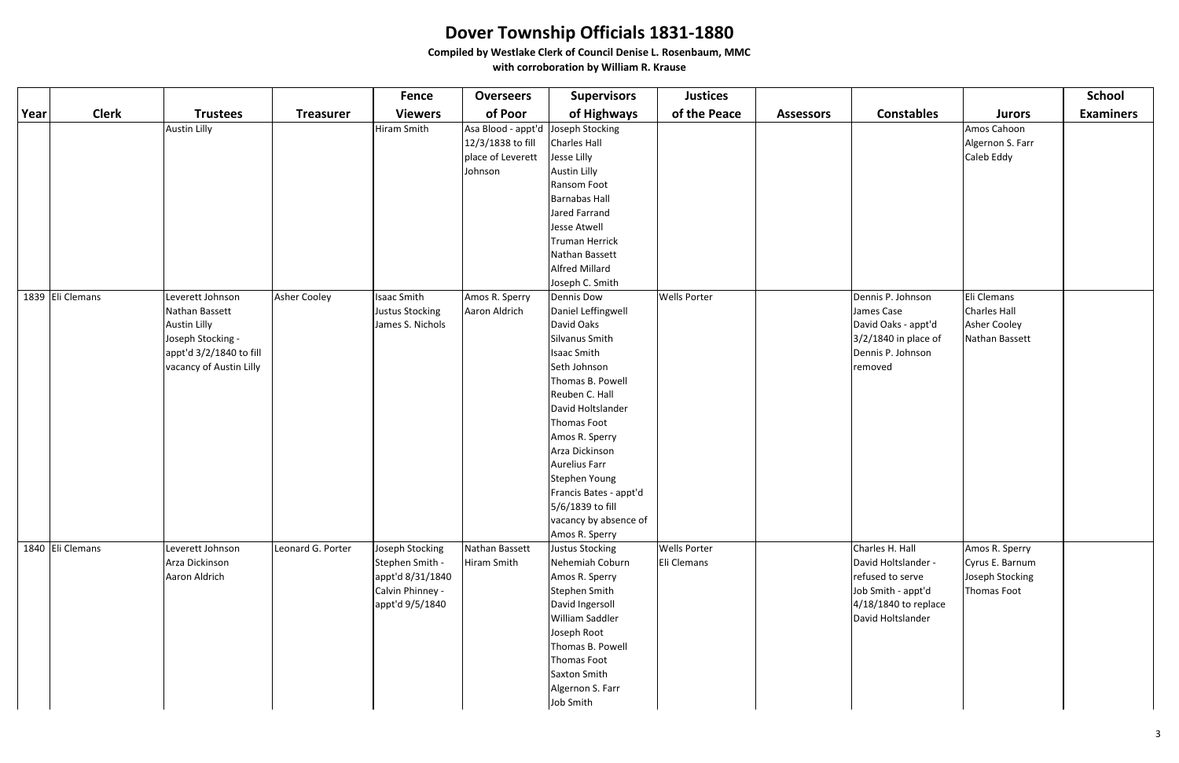# Dover Township Officials 1831-1880

**Compiled by Westlake Clerk of Council Denise L. Rosenbaum, MMC**

**with corroboration by William R. Krause**

| Year | Clerk | Trustees | Treasurer | Fence Viewers | Overseers of Poor | Supervisors of Highways | Justices of the Peace | Assessors | Constables | Jurors | School Examiners |
|---|---|---|---|---|---|---|---|---|---|---|---|
| | | Austin Lilly | | Hiram Smith | Asa Blood - appt'd 12/3/1838 to fill place of Leverett Johnson | Joseph Stocking<br>Charles Hall<br>Jesse Lilly<br>Austin Lilly<br>Ransom Foot<br>Barnabas Hall<br>Jared Farrand<br>Jesse Atwell<br>Truman Herrick<br>Nathan Bassett<br>Alfred Millard<br>Joseph C. Smith | | | | Amos Cahoon<br>Algernon S. Farr<br>Caleb Eddy | |
| 1839 | Eli Clemans | Leverett Johnson<br>Nathan Bassett<br>Austin Lilly<br>Joseph Stocking - appt'd 3/2/1840 to fill vacancy of Austin Lilly | Asher Cooley | Isaac Smith<br>Justus Stocking<br>James S. Nichols | Amos R. Sperry<br>Aaron Aldrich | Dennis Dow<br>Daniel Leffingwell<br>David Oaks<br>Silvanus Smith<br>Isaac Smith<br>Seth Johnson<br>Thomas B. Powell<br>Reuben C. Hall<br>David Holtslander<br>Thomas Foot<br>Amos R. Sperry<br>Arza Dickinson<br>Aurelius Farr<br>Stephen Young<br>Francis Bates - appt'd 5/6/1839 to fill vacancy by absence of Amos R. Sperry | Wells Porter | | Dennis P. Johnson<br>James Case<br>David Oaks - appt'd 3/2/1840 in place of Dennis P. Johnson removed | Eli Clemans<br>Charles Hall<br>Asher Cooley<br>Nathan Bassett | |
| 1840 | Eli Clemans | Leverett Johnson<br>Arza Dickinson<br>Aaron Aldrich | Leonard G. Porter | Joseph Stocking<br>Stephen Smith - appt'd 8/31/1840<br>Calvin Phinney - appt'd 9/5/1840 | Nathan Bassett<br>Hiram Smith | Justus Stocking<br>Nehemiah Coburn<br>Amos R. Sperry<br>Stephen Smith<br>David Ingersoll<br>William Saddler<br>Joseph Root<br>Thomas B. Powell<br>Thomas Foot<br>Saxton Smith<br>Algernon S. Farr<br>Job Smith | Wells Porter<br>Eli Clemans | | Charles H. Hall<br>David Holtslander - refused to serve<br>Job Smith - appt'd 4/18/1840 to replace David Holtslander | Amos R. Sperry<br>Cyrus E. Barnum<br>Joseph Stocking<br>Thomas Foot | |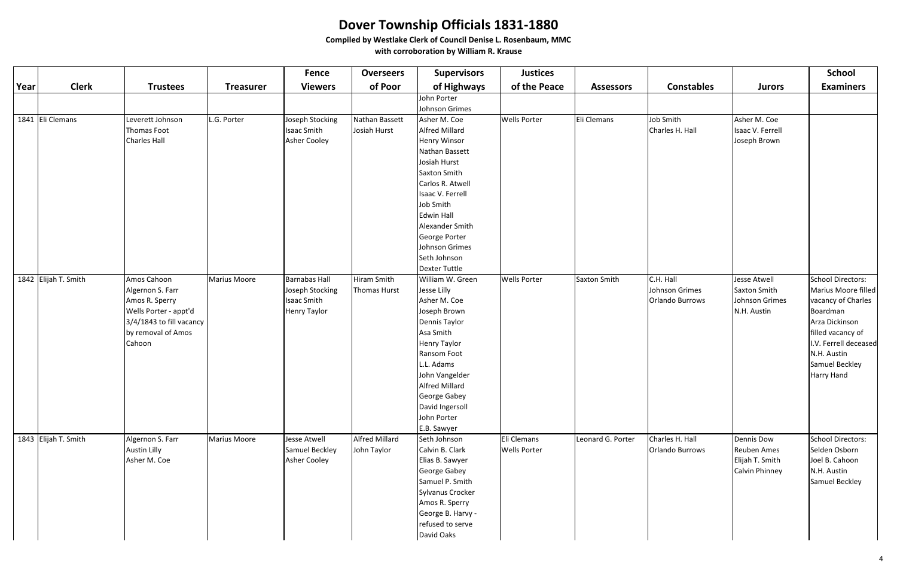# Dover Township Officials 1831-1880

**Compiled by Westlake Clerk of Council Denise L. Rosenbaum, MMC**

**with corroboration by William R. Krause**

| Year | Clerk | Trustees | Treasurer | Fence Viewers | Overseers of Poor | Supervisors of Highways | Justices of the Peace | Assessors | Constables | Jurors | School Examiners |
|---|---|---|---|---|---|---|---|---|---|---|---|
| | | | | | | John Porter<br>Johnson Grimes | | | | | |
| 1841 | Eli Clemans | Leverett Johnson<br>Thomas Foot<br>Charles Hall | L.G. Porter | Joseph Stocking<br>Isaac Smith<br>Asher Cooley | Nathan Bassett<br>Josiah Hurst | Asher M. Coe<br>Alfred Millard<br>Henry Winsor<br>Nathan Bassett<br>Josiah Hurst<br>Saxton Smith<br>Carlos R. Atwell<br>Isaac V. Ferrell<br>Job Smith<br>Edwin Hall<br>Alexander Smith<br>George Porter<br>Johnson Grimes<br>Seth Johnson<br>Dexter Tuttle | Wells Porter | Eli Clemans | Job Smith<br>Charles H. Hall | Asher M. Coe<br>Isaac V. Ferrell<br>Joseph Brown | |
| 1842 | Elijah T. Smith | Amos Cahoon<br>Algernon S. Farr<br>Amos R. Sperry<br>Wells Porter - appt'd 3/4/1843 to fill vacancy by removal of Amos Cahoon | Marius Moore | Barnabas Hall<br>Joseph Stocking<br>Isaac Smith<br>Henry Taylor | Hiram Smith<br>Thomas Hurst | William W. Green<br>Jesse Lilly<br>Asher M. Coe<br>Joseph Brown<br>Dennis Taylor<br>Asa Smith<br>Henry Taylor<br>Ransom Foot<br>L.L. Adams<br>John Vangelder<br>Alfred Millard<br>George Gabey<br>David Ingersoll<br>John Porter<br>E.B. Sawyer | Wells Porter | Saxton Smith | C.H. Hall<br>Johnson Grimes<br>Orlando Burrows | Jesse Atwell<br>Saxton Smith<br>Johnson Grimes<br>N.H. Austin | School Directors:<br>Marius Moore filled vacancy of Charles Boardman<br>Arza Dickinson filled vacancy of I.V. Ferrell deceased<br>N.H. Austin<br>Samuel Beckley<br>Harry Hand |
| 1843 | Elijah T. Smith | Algernon S. Farr<br>Austin Lilly<br>Asher M. Coe | Marius Moore | Jesse Atwell<br>Samuel Beckley<br>Asher Cooley | Alfred Millard<br>John Taylor | Seth Johnson<br>Calvin B. Clark<br>Elias B. Sawyer<br>George Gabey<br>Samuel P. Smith<br>Sylvanus Crocker<br>Amos R. Sperry<br>George B. Harvy - refused to serve<br>David Oaks | Eli Clemans<br>Wells Porter | Leonard G. Porter | Charles H. Hall<br>Orlando Burrows | Dennis Dow<br>Reuben Ames<br>Elijah T. Smith<br>Calvin Phinney | School Directors:<br>Selden Osborn<br>Joel B. Cahoon<br>N.H. Austin<br>Samuel Beckley |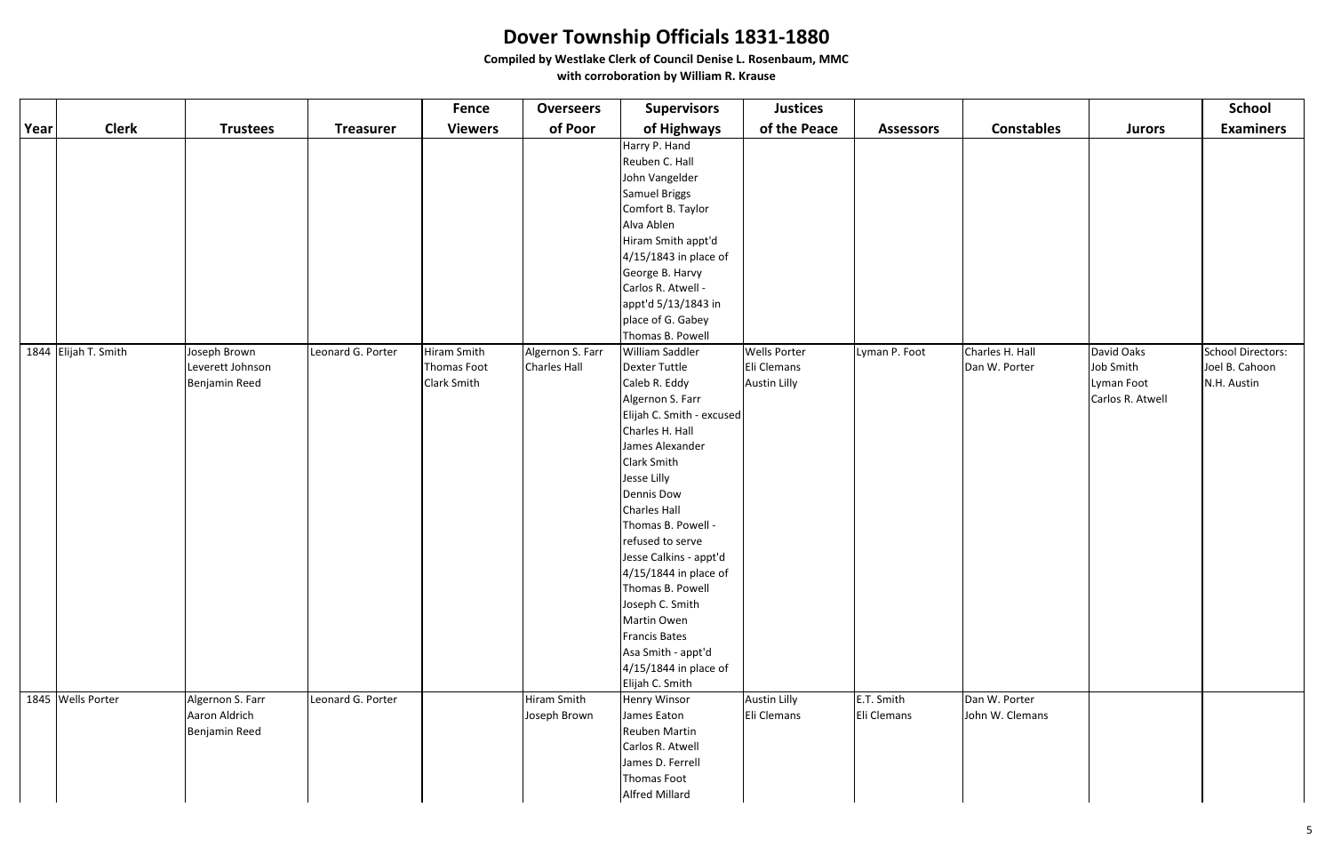# Dover Township Officials 1831-1880

**Compiled by Westlake Clerk of Council Denise L. Rosenbaum, MMC**

**with corroboration by William R. Krause**

| Year | Clerk | Trustees | Treasurer | Fence Viewers | Overseers of Poor | Supervisors of Highways | Justices of the Peace | Assessors | Constables | Jurors | School Examiners |
|---|---|---|---|---|---|---|---|---|---|---|---|
| | | | | | | Harry P. Hand | | | | | |
| | | | | | | Reuben C. Hall | | | | | |
| | | | | | | John Vangelder | | | | | |
| | | | | | | Samuel Briggs | | | | | |
| | | | | | | Comfort B. Taylor | | | | | |
| | | | | | | Alva Ablen | | | | | |
| | | | | | | Hiram Smith appt'd | | | | | |
| | | | | | | 4/15/1843 in place of | | | | | |
| | | | | | | George B. Harvy | | | | | |
| | | | | | | Carlos R. Atwell - | | | | | |
| | | | | | | appt'd 5/13/1843 in | | | | | |
| | | | | | | place of G. Gabey | | | | | |
| | | | | | | Thomas B. Powell | | | | | |
| 1844 | Elijah T. Smith | Joseph Brown | Leonard G. Porter | Hiram Smith | Algernon S. Farr | William Saddler | Wells Porter | Lyman P. Foot | Charles H. Hall | David Oaks | School Directors: |
| | | Leverett Johnson | | Thomas Foot | Charles Hall | Dexter Tuttle | Eli Clemans | | Dan W. Porter | Job Smith | Joel B. Cahoon |
| | | Benjamin Reed | | Clark Smith | | Caleb R. Eddy | Austin Lilly | | | Lyman Foot | N.H. Austin |
| | | | | | | Algernon S. Farr | | | | Carlos R. Atwell | |
| | | | | | | Elijah C. Smith - excused | | | | | |
| | | | | | | Charles H. Hall | | | | | |
| | | | | | | James Alexander | | | | | |
| | | | | | | Clark Smith | | | | | |
| | | | | | | Jesse Lilly | | | | | |
| | | | | | | Dennis Dow | | | | | |
| | | | | | | Charles Hall | | | | | |
| | | | | | | Thomas B. Powell - | | | | | |
| | | | | | | refused to serve | | | | | |
| | | | | | | Jesse Calkins - appt'd | | | | | |
| | | | | | | 4/15/1844 in place of | | | | | |
| | | | | | | Thomas B. Powell | | | | | |
| | | | | | | Joseph C. Smith | | | | | |
| | | | | | | Martin Owen | | | | | |
| | | | | | | Francis Bates | | | | | |
| | | | | | | Asa Smith - appt'd | | | | | |
| | | | | | | 4/15/1844 in place of | | | | | |
| | | | | | | Elijah C. Smith | | | | | |
| 1845 | Wells Porter | Algernon S. Farr | Leonard G. Porter | | Hiram Smith | Henry Winsor | Austin Lilly | E.T. Smith | Dan W. Porter | | |
| | | Aaron Aldrich | | | Joseph Brown | James Eaton | Eli Clemans | Eli Clemans | John W. Clemans | | |
| | | Benjamin Reed | | | | Reuben Martin | | | | | |
| | | | | | | Carlos R. Atwell | | | | | |
| | | | | | | James D. Ferrell | | | | | |
| | | | | | | Thomas Foot | | | | | |
| | | | | | | Alfred Millard | | | | | |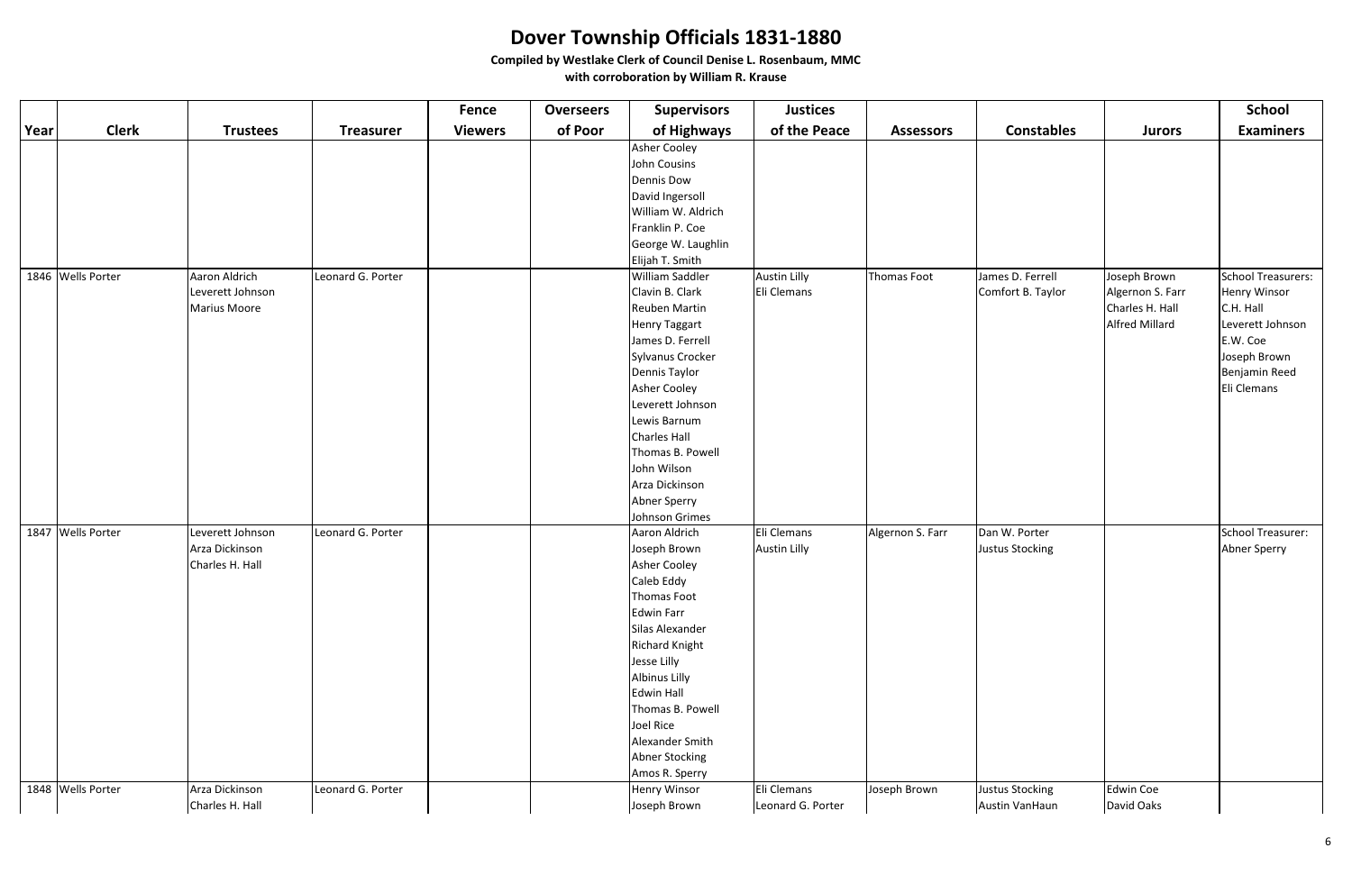# Dover Township Officials 1831-1880

**Compiled by Westlake Clerk of Council Denise L. Rosenbaum, MMC**

**with corroboration by William R. Krause**

| Year | Clerk | Trustees | Treasurer | Fence Viewers | Overseers of Poor | Supervisors of Highways | Justices of the Peace | Assessors | Constables | Jurors | School Examiners |
|---|---|---|---|---|---|---|---|---|---|---|---|
| | | | | | | Asher Cooley | | | | | |
| | | | | | | John Cousins | | | | | |
| | | | | | | Dennis Dow | | | | | |
| | | | | | | David Ingersoll | | | | | |
| | | | | | | William W. Aldrich | | | | | |
| | | | | | | Franklin P. Coe | | | | | |
| | | | | | | George W. Laughlin | | | | | |
| | | | | | | Elijah T. Smith | | | | | |
| 1846 | Wells Porter | Aaron Aldrich | Leonard G. Porter | | | William Saddler | Austin Lilly | Thomas Foot | James D. Ferrell | Joseph Brown | School Treasurers: |
| | | Leverett Johnson | | | | Clavin B. Clark | Eli Clemans | | Comfort B. Taylor | Algernon S. Farr | Henry Winsor |
| | | Marius Moore | | | | Reuben Martin | | | | Charles H. Hall | C.H. Hall |
| | | | | | | Henry Taggart | | | | Alfred Millard | Leverett Johnson |
| | | | | | | James D. Ferrell | | | | | E.W. Coe |
| | | | | | | Sylvanus Crocker | | | | | Joseph Brown |
| | | | | | | Dennis Taylor | | | | | Benjamin Reed |
| | | | | | | Asher Cooley | | | | | Eli Clemans |
| | | | | | | Leverett Johnson | | | | | |
| | | | | | | Lewis Barnum | | | | | |
| | | | | | | Charles Hall | | | | | |
| | | | | | | Thomas B. Powell | | | | | |
| | | | | | | John Wilson | | | | | |
| | | | | | | Arza Dickinson | | | | | |
| | | | | | | Abner Sperry | | | | | |
| | | | | | | Johnson Grimes | | | | | |
| 1847 | Wells Porter | Leverett Johnson | Leonard G. Porter | | | Aaron Aldrich | Eli Clemans | Algernon S. Farr | Dan W. Porter | | School Treasurer: |
| | | Arza Dickinson | | | | Joseph Brown | Austin Lilly | | Justus Stocking | | Abner Sperry |
| | | Charles H. Hall | | | | Asher Cooley | | | | | |
| | | | | | | Caleb Eddy | | | | | |
| | | | | | | Thomas Foot | | | | | |
| | | | | | | Edwin Farr | | | | | |
| | | | | | | Silas Alexander | | | | | |
| | | | | | | Richard Knight | | | | | |
| | | | | | | Jesse Lilly | | | | | |
| | | | | | | Albinus Lilly | | | | | |
| | | | | | | Edwin Hall | | | | | |
| | | | | | | Thomas B. Powell | | | | | |
| | | | | | | Joel Rice | | | | | |
| | | | | | | Alexander Smith | | | | | |
| | | | | | | Abner Stocking | | | | | |
| | | | | | | Amos R. Sperry | | | | | |
| 1848 | Wells Porter | Arza Dickinson | Leonard G. Porter | | | Henry Winsor | Eli Clemans | Joseph Brown | Justus Stocking | Edwin Coe | |
| | | Charles H. Hall | | | | Joseph Brown | Leonard G. Porter | | Austin VanHaun | David Oaks | |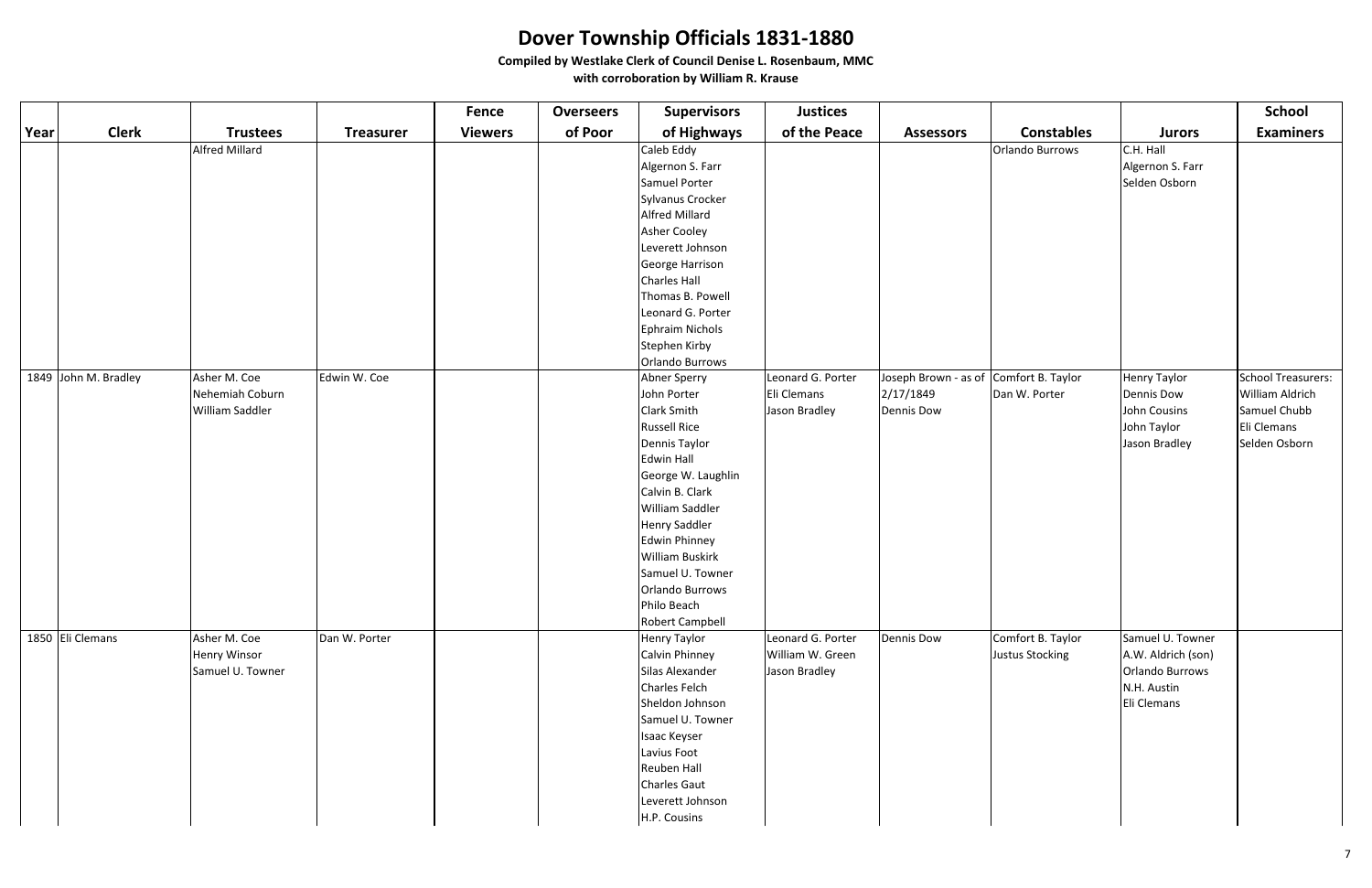# Dover Township Officials 1831-1880

**Compiled by Westlake Clerk of Council Denise L. Rosenbaum, MMC**

**with corroboration by William R. Krause**

| Year | Clerk | Trustees | Treasurer | Fence Viewers | Overseers of Poor | Supervisors of Highways | Justices of the Peace | Assessors | Constables | Jurors | School Examiners |
|---|---|---|---|---|---|---|---|---|---|---|---|
| | | Alfred Millard | | | | Caleb Eddy | | | Orlando Burrows | C.H. Hall | |
| | | | | | | Algernon S. Farr | | | | Algernon S. Farr | |
| | | | | | | Samuel Porter | | | | Selden Osborn | |
| | | | | | | Sylvanus Crocker | | | | | |
| | | | | | | Alfred Millard | | | | | |
| | | | | | | Asher Cooley | | | | | |
| | | | | | | Leverett Johnson | | | | | |
| | | | | | | George Harrison | | | | | |
| | | | | | | Charles Hall | | | | | |
| | | | | | | Thomas B. Powell | | | | | |
| | | | | | | Leonard G. Porter | | | | | |
| | | | | | | Ephraim Nichols | | | | | |
| | | | | | | Stephen Kirby | | | | | |
| | | | | | | Orlando Burrows | | | | | |
| 1849 | John M. Bradley | Asher M. Coe | Edwin W. Coe | | | Abner Sperry | Leonard G. Porter | Joseph Brown - as of | Comfort B. Taylor | Henry Taylor | School Treasurers: |
| | | Nehemiah Coburn | | | | John Porter | Eli Clemans | 2/17/1849 | Dan W. Porter | Dennis Dow | William Aldrich |
| | | William Saddler | | | | Clark Smith | Jason Bradley | Dennis Dow | | John Cousins | Samuel Chubb |
| | | | | | | Russell Rice | | | | John Taylor | Eli Clemans |
| | | | | | | Dennis Taylor | | | | Jason Bradley | Selden Osborn |
| | | | | | | Edwin Hall | | | | | |
| | | | | | | George W. Laughlin | | | | | |
| | | | | | | Calvin B. Clark | | | | | |
| | | | | | | William Saddler | | | | | |
| | | | | | | Henry Saddler | | | | | |
| | | | | | | Edwin Phinney | | | | | |
| | | | | | | William Buskirk | | | | | |
| | | | | | | Samuel U. Towner | | | | | |
| | | | | | | Orlando Burrows | | | | | |
| | | | | | | Philo Beach | | | | | |
| | | | | | | Robert Campbell | | | | | |
| 1850 | Eli Clemans | Asher M. Coe | Dan W. Porter | | | Henry Taylor | Leonard G. Porter | Dennis Dow | Comfort B. Taylor | Samuel U. Towner | |
| | | Henry Winsor | | | | Calvin Phinney | William W. Green | | Justus Stocking | A.W. Aldrich (son) | |
| | | Samuel U. Towner | | | | Silas Alexander | Jason Bradley | | | Orlando Burrows | |
| | | | | | | Charles Felch | | | | N.H. Austin | |
| | | | | | | Sheldon Johnson | | | | Eli Clemans | |
| | | | | | | Samuel U. Towner | | | | | |
| | | | | | | Isaac Keyser | | | | | |
| | | | | | | Lavius Foot | | | | | |
| | | | | | | Reuben Hall | | | | | |
| | | | | | | Charles Gaut | | | | | |
| | | | | | | Leverett Johnson | | | | | |
| | | | | | | H.P. Cousins | | | | | |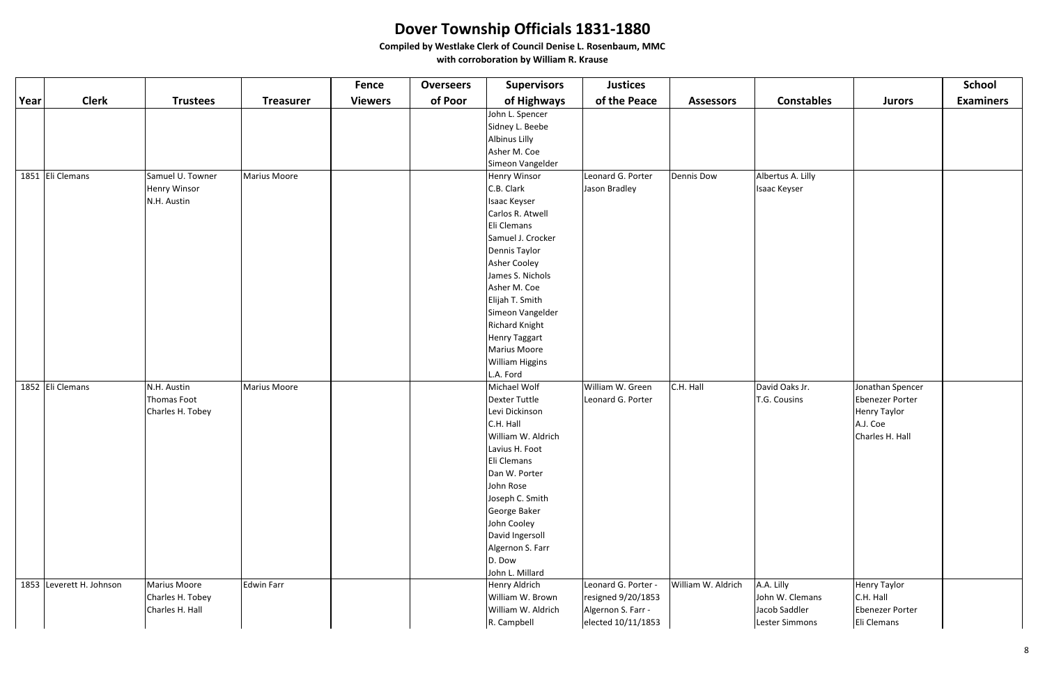# Dover Township Officials 1831-1880

**Compiled by Westlake Clerk of Council Denise L. Rosenbaum, MMC**

**with corroboration by William R. Krause**

| Year | Clerk | Trustees | Treasurer | Fence Viewers | Overseers of Poor | Supervisors of Highways | Justices of the Peace | Assessors | Constables | Jurors | School Examiners |
|---|---|---|---|---|---|---|---|---|---|---|---|
| | | | | | | John L. Spencer | | | | | |
| | | | | | | Sidney L. Beebe | | | | | |
| | | | | | | Albinus Lilly | | | | | |
| | | | | | | Asher M. Coe | | | | | |
| | | | | | | Simeon Vangelder | | | | | |
| 1851 | Eli Clemans | Samuel U. Towner | Marius Moore | | | Henry Winsor | Leonard G. Porter | Dennis Dow | Albertus A. Lilly | | |
| | | Henry Winsor | | | | C.B. Clark | Jason Bradley | | Isaac Keyser | | |
| | | N.H. Austin | | | | Isaac Keyser | | | | | |
| | | | | | | Carlos R. Atwell | | | | | |
| | | | | | | Eli Clemans | | | | | |
| | | | | | | Samuel J. Crocker | | | | | |
| | | | | | | Dennis Taylor | | | | | |
| | | | | | | Asher Cooley | | | | | |
| | | | | | | James S. Nichols | | | | | |
| | | | | | | Asher M. Coe | | | | | |
| | | | | | | Elijah T. Smith | | | | | |
| | | | | | | Simeon Vangelder | | | | | |
| | | | | | | Richard Knight | | | | | |
| | | | | | | Henry Taggart | | | | | |
| | | | | | | Marius Moore | | | | | |
| | | | | | | William Higgins | | | | | |
| | | | | | | L.A. Ford | | | | | |
| 1852 | Eli Clemans | N.H. Austin | Marius Moore | | | Michael Wolf | William W. Green | C.H. Hall | David Oaks Jr. | Jonathan Spencer | |
| | | Thomas Foot | | | | Dexter Tuttle | Leonard G. Porter | | T.G. Cousins | Ebenezer Porter | |
| | | Charles H. Tobey | | | | Levi Dickinson | | | | Henry Taylor | |
| | | | | | | C.H. Hall | | | | A.J. Coe | |
| | | | | | | William W. Aldrich | | | | Charles H. Hall | |
| | | | | | | Lavius H. Foot | | | | | |
| | | | | | | Eli Clemans | | | | | |
| | | | | | | Dan W. Porter | | | | | |
| | | | | | | John Rose | | | | | |
| | | | | | | Joseph C. Smith | | | | | |
| | | | | | | George Baker | | | | | |
| | | | | | | John Cooley | | | | | |
| | | | | | | David Ingersoll | | | | | |
| | | | | | | Algernon S. Farr | | | | | |
| | | | | | | D. Dow | | | | | |
| | | | | | | John L. Millard | | | | | |
| 1853 | Leverett H. Johnson | Marius Moore | Edwin Farr | | | Henry Aldrich | Leonard G. Porter - | William W. Aldrich | A.A. Lilly | Henry Taylor | |
| | | Charles H. Tobey | | | | William W. Brown | resigned 9/20/1853 | | John W. Clemans | C.H. Hall | |
| | | Charles H. Hall | | | | William W. Aldrich | Algernon S. Farr - | | Jacob Saddler | Ebenezer Porter | |
| | | | | | | R. Campbell | elected 10/11/1853 | | Lester Simmons | Eli Clemans | |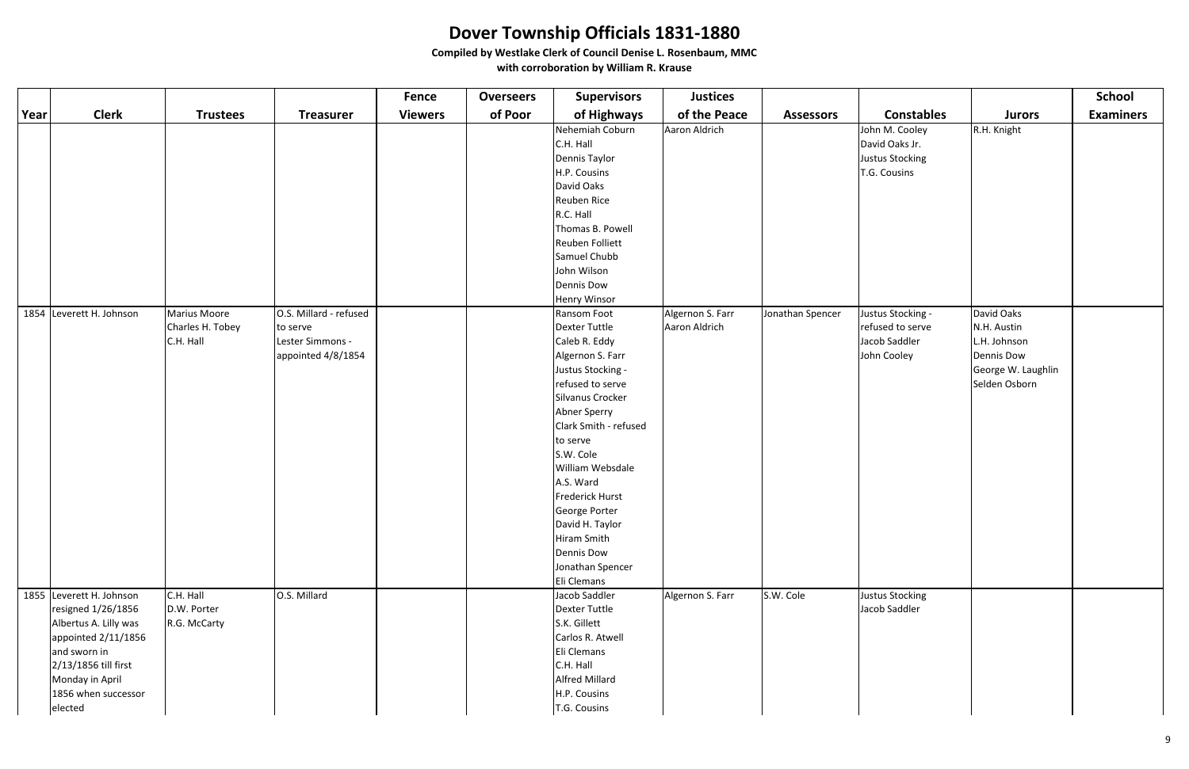# Dover Township Officials 1831-1880

**Compiled by Westlake Clerk of Council Denise L. Rosenbaum, MMC**

**with corroboration by William R. Krause**

| Year | Clerk | Trustees | Treasurer | Fence Viewers | Overseers of Poor | Supervisors of Highways | Justices of the Peace | Assessors | Constables | Jurors | School Examiners |
|---|---|---|---|---|---|---|---|---|---|---|---|
| | | | | | | Nehemiah Coburn<br>C.H. Hall<br>Dennis Taylor<br>H.P. Cousins<br>David Oaks<br>Reuben Rice<br>R.C. Hall<br>Thomas B. Powell<br>Reuben Folliett<br>Samuel Chubb<br>John Wilson<br>Dennis Dow<br>Henry Winsor | Aaron Aldrich | | John M. Cooley<br>David Oaks Jr.<br>Justus Stocking<br>T.G. Cousins | R.H. Knight | |
| 1854 | Leverett H. Johnson | Marius Moore<br>Charles H. Tobey<br>C.H. Hall | O.S. Millard - refused to serve<br>Lester Simmons - appointed 4/8/1854 | | | Ransom Foot<br>Dexter Tuttle<br>Caleb R. Eddy<br>Algernon S. Farr<br>Justus Stocking - refused to serve<br>Silvanus Crocker<br>Abner Sperry<br>Clark Smith - refused to serve<br>S.W. Cole<br>William Websdale<br>A.S. Ward<br>Frederick Hurst<br>George Porter<br>David H. Taylor<br>Hiram Smith<br>Dennis Dow<br>Jonathan Spencer<br>Eli Clemans | Algernon S. Farr<br>Aaron Aldrich | Jonathan Spencer | Justus Stocking - refused to serve<br>Jacob Saddler<br>John Cooley | David Oaks<br>N.H. Austin<br>L.H. Johnson<br>Dennis Dow<br>George W. Laughlin<br>Selden Osborn | |
| 1855 | Leverett H. Johnson resigned 1/26/1856<br>Albertus A. Lilly was appointed 2/11/1856 and sworn in 2/13/1856 till first Monday in April 1856 when successor elected | C.H. Hall<br>D.W. Porter<br>R.G. McCarty | O.S. Millard | | | Jacob Saddler<br>Dexter Tuttle<br>S.K. Gillett<br>Carlos R. Atwell<br>Eli Clemans<br>C.H. Hall<br>Alfred Millard<br>H.P. Cousins<br>T.G. Cousins | Algernon S. Farr | S.W. Cole | Justus Stocking<br>Jacob Saddler | | |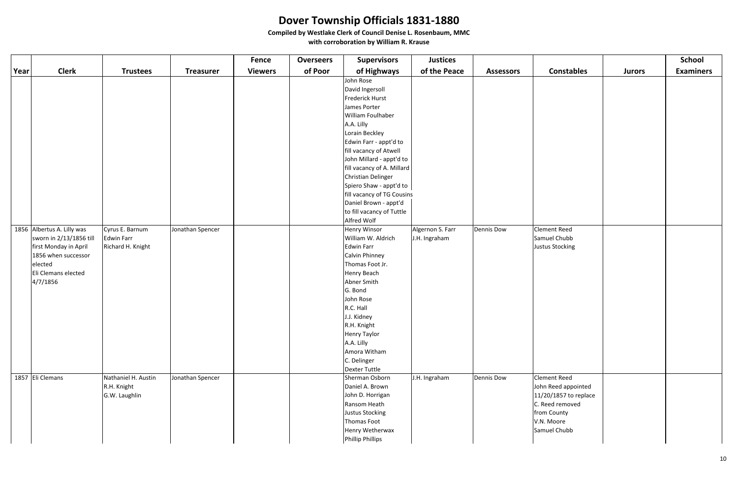# Dover Township Officials 1831-1880

**Compiled by Westlake Clerk of Council Denise L. Rosenbaum, MMC**
**with corroboration by William R. Krause**

| Year | Clerk | Trustees | Treasurer | Fence Viewers | Overseers of Poor | Supervisors of Highways | Justices of the Peace | Assessors | Constables | Jurors | School Examiners |
|---|---|---|---|---|---|---|---|---|---|---|---|
| | | | | | | John Rose<br>David Ingersoll<br>Frederick Hurst<br>James Porter<br>William Foulhaber<br>A.A. Lilly<br>Lorain Beckley<br>Edwin Farr - appt'd to fill vacancy of Atwell<br>John Millard - appt'd to fill vacancy of A. Millard<br>Christian Delinger<br>Spiero Shaw - appt'd to fill vacancy of TG Cousins<br>Daniel Brown - appt'd to fill vacancy of Tuttle<br>Alfred Wolf | | | | | |
| 1856 | Albertus A. Lilly was sworn in 2/13/1856 till first Monday in April 1856 when successor elected<br>Eli Clemans elected 4/7/1856 | Cyrus E. Barnum<br>Edwin Farr<br>Richard H. Knight | Jonathan Spencer | | | Henry Winsor<br>William W. Aldrich<br>Edwin Farr<br>Calvin Phinney<br>Thomas Foot Jr.<br>Henry Beach<br>Abner Smith<br>G. Bond<br>John Rose<br>R.C. Hall<br>J.J. Kidney<br>R.H. Knight<br>Henry Taylor<br>A.A. Lilly<br>Amora Witham<br>C. Delinger<br>Dexter Tuttle | Algernon S. Farr<br>J.H. Ingraham | Dennis Dow | Clement Reed<br>Samuel Chubb<br>Justus Stocking | | |
| 1857 | Eli Clemans | Nathaniel H. Austin<br>R.H. Knight<br>G.W. Laughlin | Jonathan Spencer | | | Sherman Osborn<br>Daniel A. Brown<br>John D. Horrigan<br>Ransom Heath<br>Justus Stocking<br>Thomas Foot<br>Henry Wetherwax<br>Phillip Phillips | J.H. Ingraham | Dennis Dow | Clement Reed<br>John Reed appointed 11/20/1857 to replace C. Reed removed from County<br>V.N. Moore<br>Samuel Chubb | | |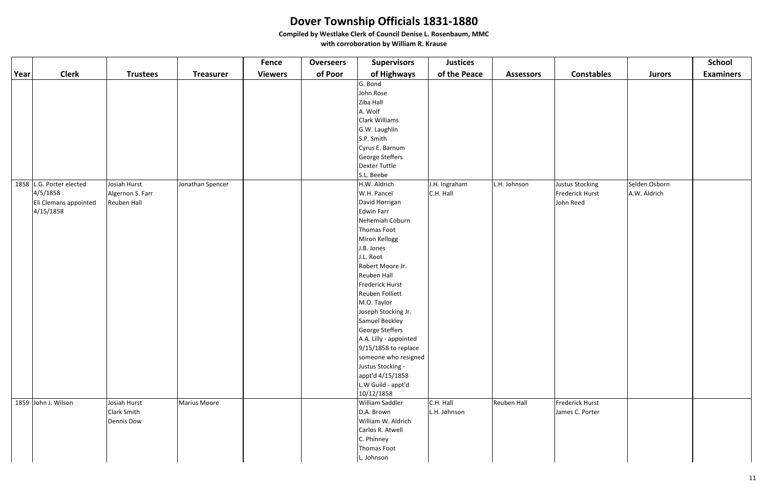# Dover Township Officials 1831-1880

**Compiled by Westlake Clerk of Council Denise L. Rosenbaum, MMC**

**with corroboration by William R. Krause**

| Year | Clerk | Trustees | Treasurer | Fence Viewers | Overseers of Poor | Supervisors of Highways | Justices of the Peace | Assessors | Constables | Jurors | School Examiners |
|---|---|---|---|---|---|---|---|---|---|---|---|
| | | | | | | G. Bond | | | | | |
| | | | | | | John Rose | | | | | |
| | | | | | | Ziba Hall | | | | | |
| | | | | | | A. Wolf | | | | | |
| | | | | | | Clark Williams | | | | | |
| | | | | | | G.W. Laughlin | | | | | |
| | | | | | | S.P. Smith | | | | | |
| | | | | | | Cyrus E. Barnum | | | | | |
| | | | | | | George Steffers | | | | | |
| | | | | | | Dexter Tuttle | | | | | |
| | | | | | | S.L. Beebe | | | | | |
| 1858 | L.G. Porter elected 4/5/1858 | Josiah Hurst | Jonathan Spencer | | | H.W. Aldrich | J.H. Ingraham | L.H. Johnson | Justus Stocking | Selden Osborn | |
| | Eli Clemans appointed 4/15/1858 | Algernon S. Farr | | | | W.H. Pancel | C.H. Hall | | Frederick Hurst | A.W. Aldrich | |
| | | Reuben Hall | | | | David Horrigan | | | John Reed | | |
| | | | | | | Edwin Farr | | | | | |
| | | | | | | Nehemiah Coburn | | | | | |
| | | | | | | Thomas Foot | | | | | |
| | | | | | | Miron Kellogg | | | | | |
| | | | | | | J.B. Jones | | | | | |
| | | | | | | J.L. Root | | | | | |
| | | | | | | Robert Moore Jr. | | | | | |
| | | | | | | Reuben Hall | | | | | |
| | | | | | | Frederick Hurst | | | | | |
| | | | | | | Reuben Folliett | | | | | |
| | | | | | | M.O. Taylor | | | | | |
| | | | | | | Joseph Stocking Jr. | | | | | |
| | | | | | | Samuel Beckley | | | | | |
| | | | | | | George Steffers | | | | | |
| | | | | | | A.A. Lilly - appointed 9/15/1858 to replace someone who resigned | | | | | |
| | | | | | | Justus Stocking - appt'd 4/15/1858 | | | | | |
| | | | | | | L.W Guild - appt'd 10/12/1858 | | | | | |
| 1859 | John J. Wilson | Josiah Hurst | Marius Moore | | | William Saddler | C.H. Hall | Reuben Hall | Frederick Hurst | | |
| | | Clark Smith | | | | D.A. Brown | L.H. Johnson | | James C. Porter | | |
| | | Dennis Dow | | | | William W. Aldrich | | | | | |
| | | | | | | Carlos R. Atwell | | | | | |
| | | | | | | C. Phinney | | | | | |
| | | | | | | Thomas Foot | | | | | |
| | | | | | | L. Johnson | | | | | |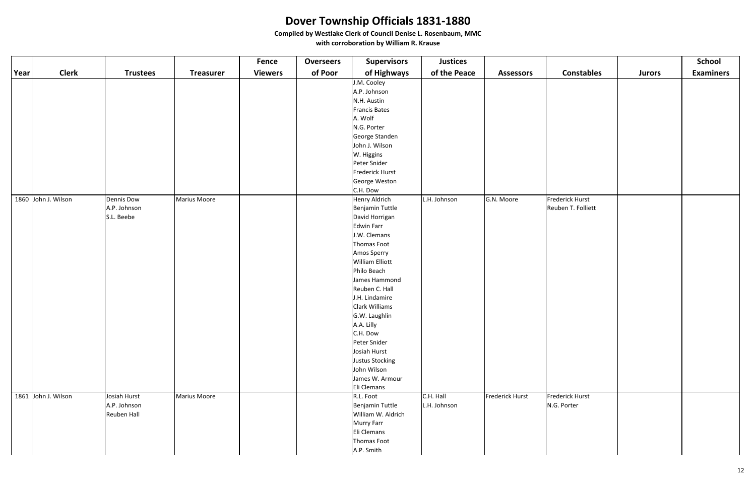# Dover Township Officials 1831-1880

**Compiled by Westlake Clerk of Council Denise L. Rosenbaum, MMC**
**with corroboration by William R. Krause**

| Year | Clerk | Trustees | Treasurer | Fence Viewers | Overseers of Poor | Supervisors of Highways | Justices of the Peace | Assessors | Constables | Jurors | School Examiners |
|---|---|---|---|---|---|---|---|---|---|---|---|
| | | | | | | J.M. Cooley | | | | | |
| | | | | | | A.P. Johnson | | | | | |
| | | | | | | N.H. Austin | | | | | |
| | | | | | | Francis Bates | | | | | |
| | | | | | | A. Wolf | | | | | |
| | | | | | | N.G. Porter | | | | | |
| | | | | | | George Standen | | | | | |
| | | | | | | John J. Wilson | | | | | |
| | | | | | | W. Higgins | | | | | |
| | | | | | | Peter Snider | | | | | |
| | | | | | | Frederick Hurst | | | | | |
| | | | | | | George Weston | | | | | |
| | | | | | | C.H. Dow | | | | | |
| 1860 | John J. Wilson | Dennis Dow | Marius Moore | | | Henry Aldrich | L.H. Johnson | G.N. Moore | Frederick Hurst | | |
| | | A.P. Johnson | | | | Benjamin Tuttle | | | Reuben T. Folliett | | |
| | | S.L. Beebe | | | | David Horrigan | | | | | |
| | | | | | | Edwin Farr | | | | | |
| | | | | | | J.W. Clemans | | | | | |
| | | | | | | Thomas Foot | | | | | |
| | | | | | | Amos Sperry | | | | | |
| | | | | | | William Elliott | | | | | |
| | | | | | | Philo Beach | | | | | |
| | | | | | | James Hammond | | | | | |
| | | | | | | Reuben C. Hall | | | | | |
| | | | | | | J.H. Lindamire | | | | | |
| | | | | | | Clark Williams | | | | | |
| | | | | | | G.W. Laughlin | | | | | |
| | | | | | | A.A. Lilly | | | | | |
| | | | | | | C.H. Dow | | | | | |
| | | | | | | Peter Snider | | | | | |
| | | | | | | Josiah Hurst | | | | | |
| | | | | | | Justus Stocking | | | | | |
| | | | | | | John Wilson | | | | | |
| | | | | | | James W. Armour | | | | | |
| | | | | | | Eli Clemans | | | | | |
| 1861 | John J. Wilson | Josiah Hurst | Marius Moore | | | R.L. Foot | C.H. Hall | Frederick Hurst | Frederick Hurst | | |
| | | A.P. Johnson | | | | Benjamin Tuttle | L.H. Johnson | | N.G. Porter | | |
| | | Reuben Hall | | | | William W. Aldrich | | | | | |
| | | | | | | Murry Farr | | | | | |
| | | | | | | Eli Clemans | | | | | |
| | | | | | | Thomas Foot | | | | | |
| | | | | | | A.P. Smith | | | | | |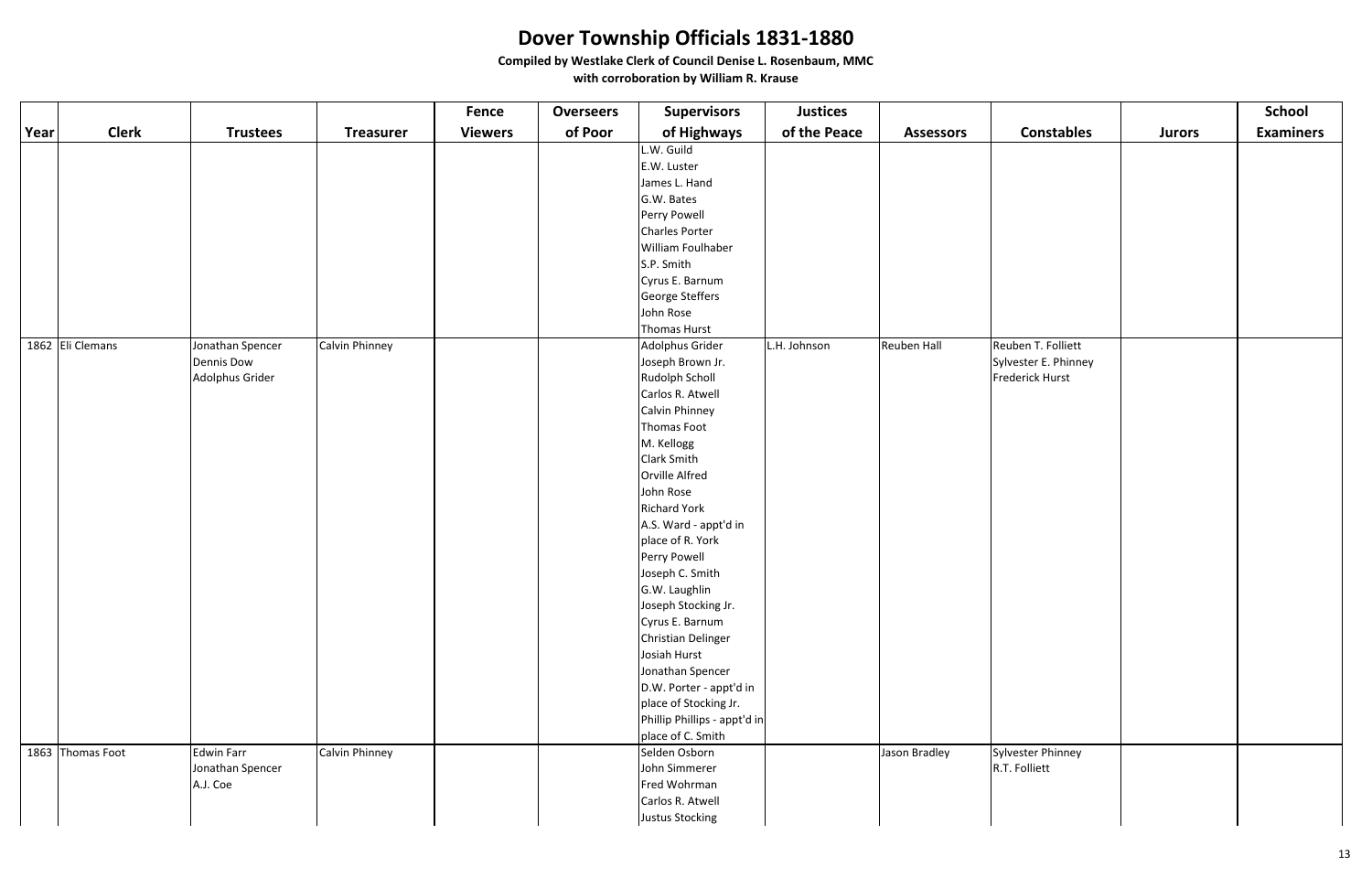# Dover Township Officials 1831-1880

**Compiled by Westlake Clerk of Council Denise L. Rosenbaum, MMC**

**with corroboration by William R. Krause**

| Year | Clerk | Trustees | Treasurer | Fence Viewers | Overseers of Poor | Supervisors of Highways | Justices of the Peace | Assessors | Constables | Jurors | School Examiners |
|---|---|---|---|---|---|---|---|---|---|---|---|
| | | | | | | L.W. Guild | | | | | |
| | | | | | | E.W. Luster | | | | | |
| | | | | | | James L. Hand | | | | | |
| | | | | | | G.W. Bates | | | | | |
| | | | | | | Perry Powell | | | | | |
| | | | | | | Charles Porter | | | | | |
| | | | | | | William Foulhaber | | | | | |
| | | | | | | S.P. Smith | | | | | |
| | | | | | | Cyrus E. Barnum | | | | | |
| | | | | | | George Steffers | | | | | |
| | | | | | | John Rose | | | | | |
| | | | | | | Thomas Hurst | | | | | |
| 1862 | Eli Clemans | Jonathan Spencer | Calvin Phinney | | | Adolphus Grider | L.H. Johnson | Reuben Hall | Reuben T. Folliett | | |
| | | Dennis Dow | | | | Joseph Brown Jr. | | | Sylvester E. Phinney | | |
| | | Adolphus Grider | | | | Rudolph Scholl | | | Frederick Hurst | | |
| | | | | | | Carlos R. Atwell | | | | | |
| | | | | | | Calvin Phinney | | | | | |
| | | | | | | Thomas Foot | | | | | |
| | | | | | | M. Kellogg | | | | | |
| | | | | | | Clark Smith | | | | | |
| | | | | | | Orville Alfred | | | | | |
| | | | | | | John Rose | | | | | |
| | | | | | | Richard York | | | | | |
| | | | | | | A.S. Ward - appt'd in place of R. York | | | | | |
| | | | | | | Perry Powell | | | | | |
| | | | | | | Joseph C. Smith | | | | | |
| | | | | | | G.W. Laughlin | | | | | |
| | | | | | | Joseph Stocking Jr. | | | | | |
| | | | | | | Cyrus E. Barnum | | | | | |
| | | | | | | Christian Delinger | | | | | |
| | | | | | | Josiah Hurst | | | | | |
| | | | | | | Jonathan Spencer | | | | | |
| | | | | | | D.W. Porter - appt'd in place of Stocking Jr. | | | | | |
| | | | | | | Phillip Phillips - appt'd in place of C. Smith | | | | | |
| 1863 | Thomas Foot | Edwin Farr | Calvin Phinney | | | Selden Osborn | | Jason Bradley | Sylvester Phinney | | |
| | | Jonathan Spencer | | | | John Simmerer | | | R.T. Folliett | | |
| | | A.J. Coe | | | | Fred Wohrman | | | | | |
| | | | | | | Carlos R. Atwell | | | | | |
| | | | | | | Justus Stocking | | | | | |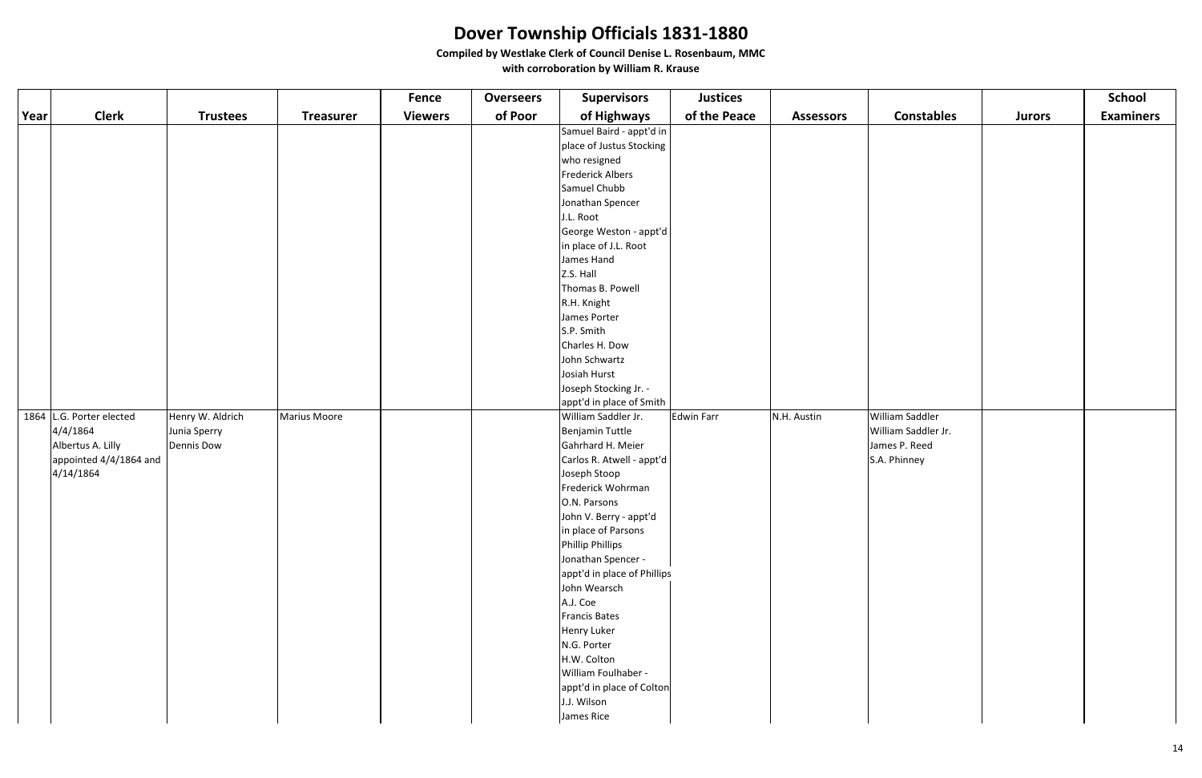# Dover Township Officials 1831-1880

**Compiled by Westlake Clerk of Council Denise L. Rosenbaum, MMC**

**with corroboration by William R. Krause**

| Year | Clerk | Trustees | Treasurer | Fence Viewers | Overseers of Poor | Supervisors of Highways | Justices of the Peace | Assessors | Constables | Jurors | School Examiners |
|---|---|---|---|---|---|---|---|---|---|---|---|
| | | | | | | Samuel Baird - appt'd in place of Justus Stocking who resigned | | | | | |
| | | | | | | Frederick Albers | | | | | |
| | | | | | | Samuel Chubb | | | | | |
| | | | | | | Jonathan Spencer | | | | | |
| | | | | | | J.L. Root | | | | | |
| | | | | | | George Weston - appt'd in place of J.L. Root | | | | | |
| | | | | | | James Hand | | | | | |
| | | | | | | Z.S. Hall | | | | | |
| | | | | | | Thomas B. Powell | | | | | |
| | | | | | | R.H. Knight | | | | | |
| | | | | | | James Porter | | | | | |
| | | | | | | S.P. Smith | | | | | |
| | | | | | | Charles H. Dow | | | | | |
| | | | | | | John Schwartz | | | | | |
| | | | | | | Josiah Hurst | | | | | |
| | | | | | | Joseph Stocking Jr. - appt'd in place of Smith | | | | | |
| 1864 | L.G. Porter elected 4/4/1864 | Henry W. Aldrich | Marius Moore | | | William Saddler Jr. | Edwin Farr | N.H. Austin | William Saddler | | |
| | Albertus A. Lilly appointed 4/4/1864 and 4/14/1864 | Junia Sperry | | | | Benjamin Tuttle | | | William Saddler Jr. | | |
| | | Dennis Dow | | | | Gahrhard H. Meier | | | James P. Reed | | |
| | | | | | | Carlos R. Atwell - appt'd | | | S.A. Phinney | | |
| | | | | | | Joseph Stoop | | | | | |
| | | | | | | Frederick Wohrman | | | | | |
| | | | | | | O.N. Parsons | | | | | |
| | | | | | | John V. Berry - appt'd in place of Parsons | | | | | |
| | | | | | | Phillip Phillips | | | | | |
| | | | | | | Jonathan Spencer - appt'd in place of Phillips | | | | | |
| | | | | | | John Wearsch | | | | | |
| | | | | | | A.J. Coe | | | | | |
| | | | | | | Francis Bates | | | | | |
| | | | | | | Henry Luker | | | | | |
| | | | | | | N.G. Porter | | | | | |
| | | | | | | H.W. Colton | | | | | |
| | | | | | | William Foulhaber - appt'd in place of Colton | | | | | |
| | | | | | | J.J. Wilson | | | | | |
| | | | | | | James Rice | | | | | |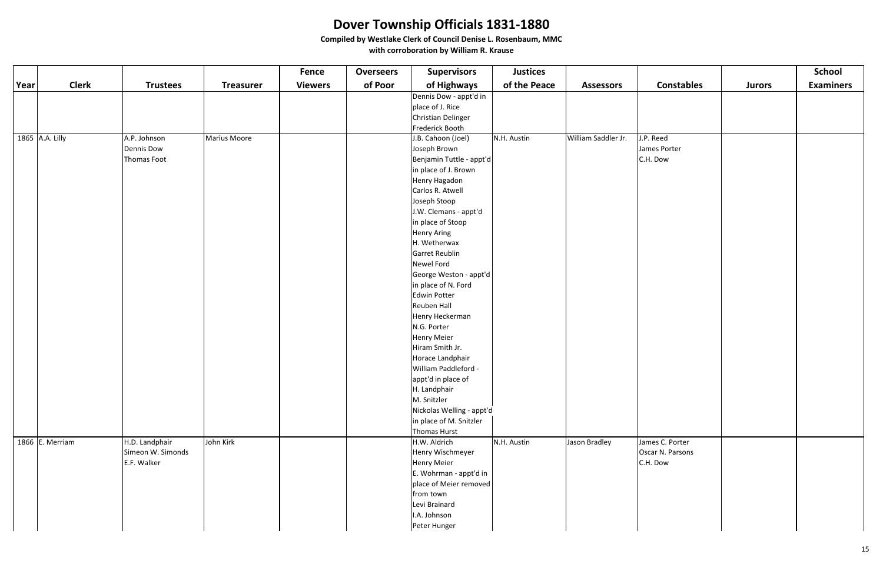# Dover Township Officials 1831-1880

**Compiled by Westlake Clerk of Council Denise L. Rosenbaum, MMC**
**with corroboration by William R. Krause**

| Year | Clerk | Trustees | Treasurer | Fence Viewers | Overseers of Poor | Supervisors of Highways | Justices of the Peace | Assessors | Constables | Jurors | School Examiners |
|---|---|---|---|---|---|---|---|---|---|---|---|
| | | | | | | Dennis Dow - appt'd in place of J. Rice | | | | | |
| | | | | | | Christian Delinger | | | | | |
| | | | | | | Frederick Booth | | | | | |
| 1865 | A.A. Lilly | A.P. Johnson | Marius Moore | | | J.B. Cahoon (Joel) | N.H. Austin | William Saddler Jr. | J.P. Reed | | |
| | | Dennis Dow | | | | Joseph Brown | | | James Porter | | |
| | | Thomas Foot | | | | Benjamin Tuttle - appt'd in place of J. Brown | | | C.H. Dow | | |
| | | | | | | Henry Hagadon | | | | | |
| | | | | | | Carlos R. Atwell | | | | | |
| | | | | | | Joseph Stoop | | | | | |
| | | | | | | J.W. Clemans - appt'd in place of Stoop | | | | | |
| | | | | | | Henry Aring | | | | | |
| | | | | | | H. Wetherwax | | | | | |
| | | | | | | Garret Reublin | | | | | |
| | | | | | | Newel Ford | | | | | |
| | | | | | | George Weston - appt'd in place of N. Ford | | | | | |
| | | | | | | Edwin Potter | | | | | |
| | | | | | | Reuben Hall | | | | | |
| | | | | | | Henry Heckerman | | | | | |
| | | | | | | N.G. Porter | | | | | |
| | | | | | | Henry Meier | | | | | |
| | | | | | | Hiram Smith Jr. | | | | | |
| | | | | | | Horace Landphair | | | | | |
| | | | | | | William Paddleford - appt'd in place of H. Landphair | | | | | |
| | | | | | | M. Snitzler | | | | | |
| | | | | | | Nickolas Welling - appt'd in place of M. Snitzler | | | | | |
| | | | | | | Thomas Hurst | | | | | |
| 1866 | E. Merriam | H.D. Landphair | John Kirk | | | H.W. Aldrich | N.H. Austin | Jason Bradley | James C. Porter | | |
| | | Simeon W. Simonds | | | | Henry Wischmeyer | | | Oscar N. Parsons | | |
| | | E.F. Walker | | | | Henry Meier | | | C.H. Dow | | |
| | | | | | | E. Wohrman - appt'd in place of Meier removed from town | | | | | |
| | | | | | | Levi Brainard | | | | | |
| | | | | | | I.A. Johnson | | | | | |
| | | | | | | Peter Hunger | | | | | |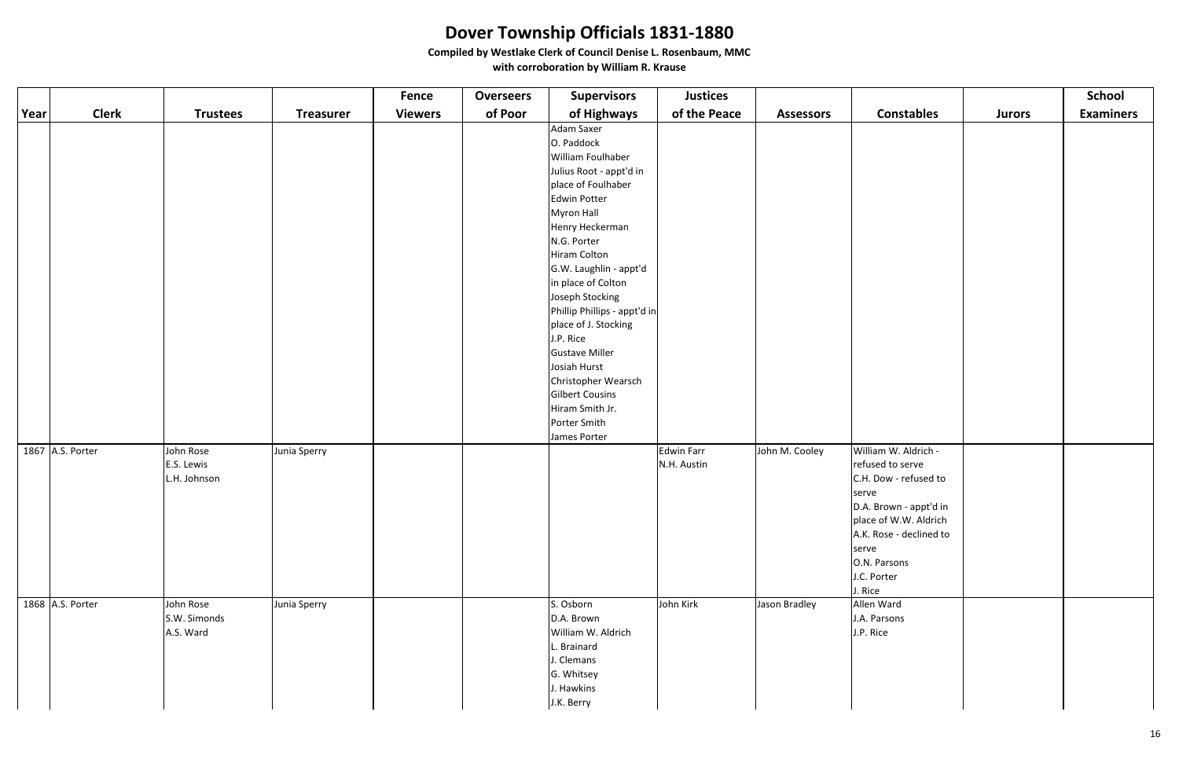# Dover Township Officials 1831-1880

**Compiled by Westlake Clerk of Council Denise L. Rosenbaum, MMC**

**with corroboration by William R. Krause**

| Year | Clerk | Trustees | Treasurer | Fence Viewers | Overseers of Poor | Supervisors of Highways | Justices of the Peace | Assessors | Constables | Jurors | School Examiners |
|---|---|---|---|---|---|---|---|---|---|---|---|
| | | | | | | Adam Saxer<br>O. Paddock<br>William Foulhaber<br>Julius Root - appt'd in place of Foulhaber<br>Edwin Potter<br>Myron Hall<br>Henry Heckerman<br>N.G. Porter<br>Hiram Colton<br>G.W. Laughlin - appt'd in place of Colton<br>Joseph Stocking<br>Phillip Phillips - appt'd in place of J. Stocking<br>J.P. Rice<br>Gustave Miller<br>Josiah Hurst<br>Christopher Wearsch<br>Gilbert Cousins<br>Hiram Smith Jr.<br>Porter Smith<br>James Porter | | | | | |
| 1867 | A.S. Porter | John Rose<br>E.S. Lewis<br>L.H. Johnson | Junia Sperry | | | | Edwin Farr<br>N.H. Austin | John M. Cooley | William W. Aldrich - refused to serve<br>C.H. Dow - refused to serve<br>D.A. Brown - appt'd in place of W.W. Aldrich<br>A.K. Rose - declined to serve<br>O.N. Parsons<br>J.C. Porter<br>J. Rice | | |
| 1868 | A.S. Porter | John Rose<br>S.W. Simonds<br>A.S. Ward | Junia Sperry | | | S. Osborn<br>D.A. Brown<br>William W. Aldrich<br>L. Brainard<br>J. Clemans<br>G. Whitsey<br>J. Hawkins<br>J.K. Berry | John Kirk | Jason Bradley | Allen Ward<br>J.A. Parsons<br>J.P. Rice | | |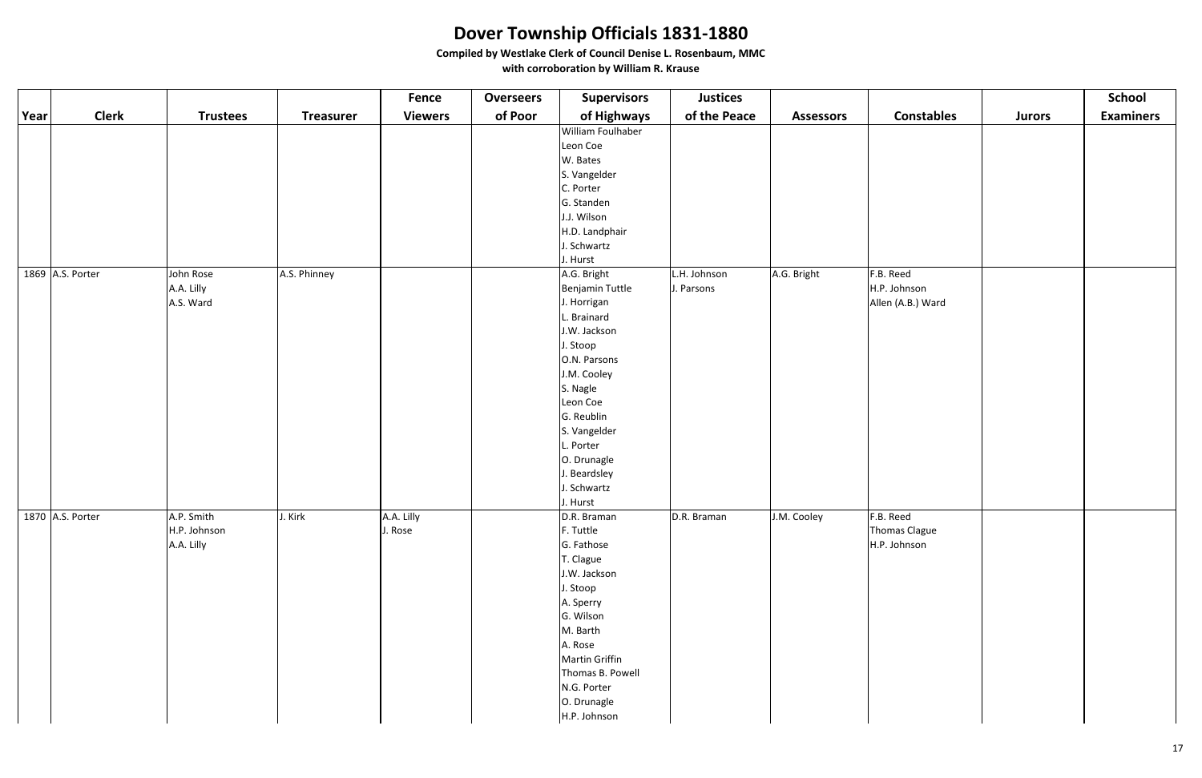# Dover Township Officials 1831-1880

**Compiled by Westlake Clerk of Council Denise L. Rosenbaum, MMC**

**with corroboration by William R. Krause**

| Year | Clerk | Trustees | Treasurer | Fence Viewers | Overseers of Poor | Supervisors of Highways | Justices of the Peace | Assessors | Constables | Jurors | School Examiners |
|---|---|---|---|---|---|---|---|---|---|---|---|
| | | | | | | William Foulhaber | | | | | |
| | | | | | | Leon Coe | | | | | |
| | | | | | | W. Bates | | | | | |
| | | | | | | S. Vangelder | | | | | |
| | | | | | | C. Porter | | | | | |
| | | | | | | G. Standen | | | | | |
| | | | | | | J.J. Wilson | | | | | |
| | | | | | | H.D. Landphair | | | | | |
| | | | | | | J. Schwartz | | | | | |
| | | | | | | J. Hurst | | | | | |
| 1869 | A.S. Porter | John Rose | A.S. Phinney | | | A.G. Bright | L.H. Johnson | A.G. Bright | F.B. Reed | | |
| | | A.A. Lilly | | | | Benjamin Tuttle | J. Parsons | | H.P. Johnson | | |
| | | A.S. Ward | | | | J. Horrigan | | | Allen (A.B.) Ward | | |
| | | | | | | L. Brainard | | | | | |
| | | | | | | J.W. Jackson | | | | | |
| | | | | | | J. Stoop | | | | | |
| | | | | | | O.N. Parsons | | | | | |
| | | | | | | J.M. Cooley | | | | | |
| | | | | | | S. Nagle | | | | | |
| | | | | | | Leon Coe | | | | | |
| | | | | | | G. Reublin | | | | | |
| | | | | | | S. Vangelder | | | | | |
| | | | | | | L. Porter | | | | | |
| | | | | | | O. Drunagle | | | | | |
| | | | | | | J. Beardsley | | | | | |
| | | | | | | J. Schwartz | | | | | |
| | | | | | | J. Hurst | | | | | |
| 1870 | A.S. Porter | A.P. Smith | J. Kirk | A.A. Lilly | | D.R. Braman | D.R. Braman | J.M. Cooley | F.B. Reed | | |
| | | H.P. Johnson | | J. Rose | | F. Tuttle | | | Thomas Clague | | |
| | | A.A. Lilly | | | | G. Fathose | | | H.P. Johnson | | |
| | | | | | | T. Clague | | | | | |
| | | | | | | J.W. Jackson | | | | | |
| | | | | | | J. Stoop | | | | | |
| | | | | | | A. Sperry | | | | | |
| | | | | | | G. Wilson | | | | | |
| | | | | | | M. Barth | | | | | |
| | | | | | | A. Rose | | | | | |
| | | | | | | Martin Griffin | | | | | |
| | | | | | | Thomas B. Powell | | | | | |
| | | | | | | N.G. Porter | | | | | |
| | | | | | | O. Drunagle | | | | | |
| | | | | | | H.P. Johnson | | | | | |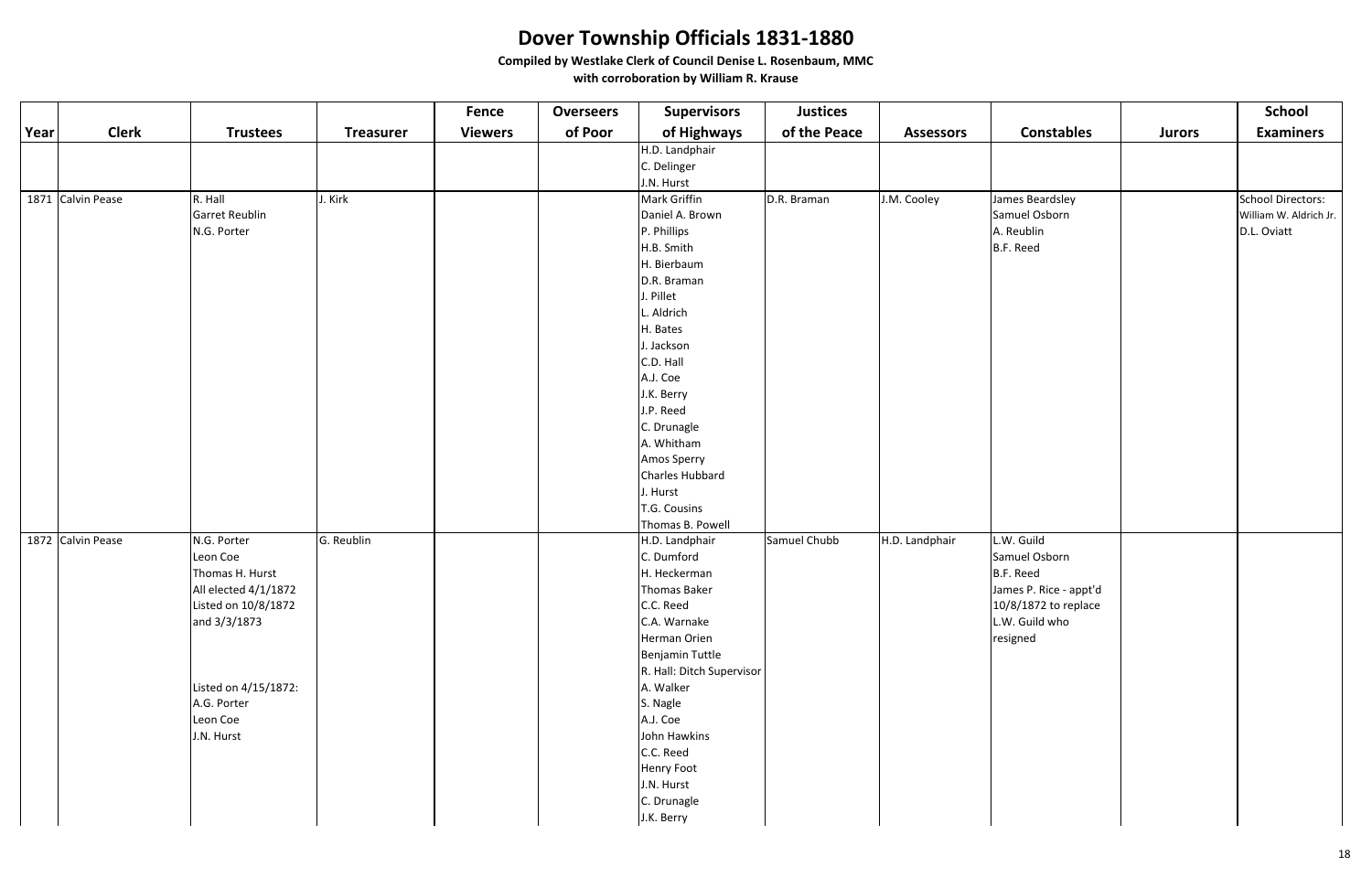# Dover Township Officials 1831-1880

**Compiled by Westlake Clerk of Council Denise L. Rosenbaum, MMC**

**with corroboration by William R. Krause**

| Year | Clerk | Trustees | Treasurer | Fence Viewers | Overseers of Poor | Supervisors of Highways | Justices of the Peace | Assessors | Constables | Jurors | School Examiners |
|---|---|---|---|---|---|---|---|---|---|---|---|
| | | | | | | H.D. Landphair | | | | | |
| | | | | | | C. Delinger | | | | | |
| | | | | | | J.N. Hurst | | | | | |
| 1871 | Calvin Pease | R. Hall | J. Kirk | | | Mark Griffin | D.R. Braman | J.M. Cooley | James Beardsley | | School Directors: |
| | | Garret Reublin | | | | Daniel A. Brown | | | Samuel Osborn | | William W. Aldrich Jr. |
| | | N.G. Porter | | | | P. Phillips | | | A. Reublin | | D.L. Oviatt |
| | | | | | | H.B. Smith | | | B.F. Reed | | |
| | | | | | | H. Bierbaum | | | | | |
| | | | | | | D.R. Braman | | | | | |
| | | | | | | J. Pillet | | | | | |
| | | | | | | L. Aldrich | | | | | |
| | | | | | | H. Bates | | | | | |
| | | | | | | J. Jackson | | | | | |
| | | | | | | C.D. Hall | | | | | |
| | | | | | | A.J. Coe | | | | | |
| | | | | | | J.K. Berry | | | | | |
| | | | | | | J.P. Reed | | | | | |
| | | | | | | C. Drunagle | | | | | |
| | | | | | | A. Whitham | | | | | |
| | | | | | | Amos Sperry | | | | | |
| | | | | | | Charles Hubbard | | | | | |
| | | | | | | J. Hurst | | | | | |
| | | | | | | T.G. Cousins | | | | | |
| | | | | | | Thomas B. Powell | | | | | |
| 1872 | Calvin Pease | N.G. Porter | G. Reublin | | | H.D. Landphair | Samuel Chubb | H.D. Landphair | L.W. Guild | | |
| | | Leon Coe | | | | C. Dumford | | | Samuel Osborn | | |
| | | Thomas H. Hurst | | | | H. Heckerman | | | B.F. Reed | | |
| | | All elected 4/1/1872 | | | | Thomas Baker | | | James P. Rice - appt'd | | |
| | | Listed on 10/8/1872 | | | | C.C. Reed | | | 10/8/1872 to replace | | |
| | | and 3/3/1873 | | | | C.A. Warnake | | | L.W. Guild who | | |
| | | | | | | Herman Orien | | | resigned | | |
| | | | | | | Benjamin Tuttle | | | | | |
| | | | | | | R. Hall: Ditch Supervisor | | | | | |
| | | Listed on 4/15/1872: | | | | A. Walker | | | | | |
| | | A.G. Porter | | | | S. Nagle | | | | | |
| | | Leon Coe | | | | A.J. Coe | | | | | |
| | | J.N. Hurst | | | | John Hawkins | | | | | |
| | | | | | | C.C. Reed | | | | | |
| | | | | | | Henry Foot | | | | | |
| | | | | | | J.N. Hurst | | | | | |
| | | | | | | C. Drunagle | | | | | |
| | | | | | | J.K. Berry | | | | | |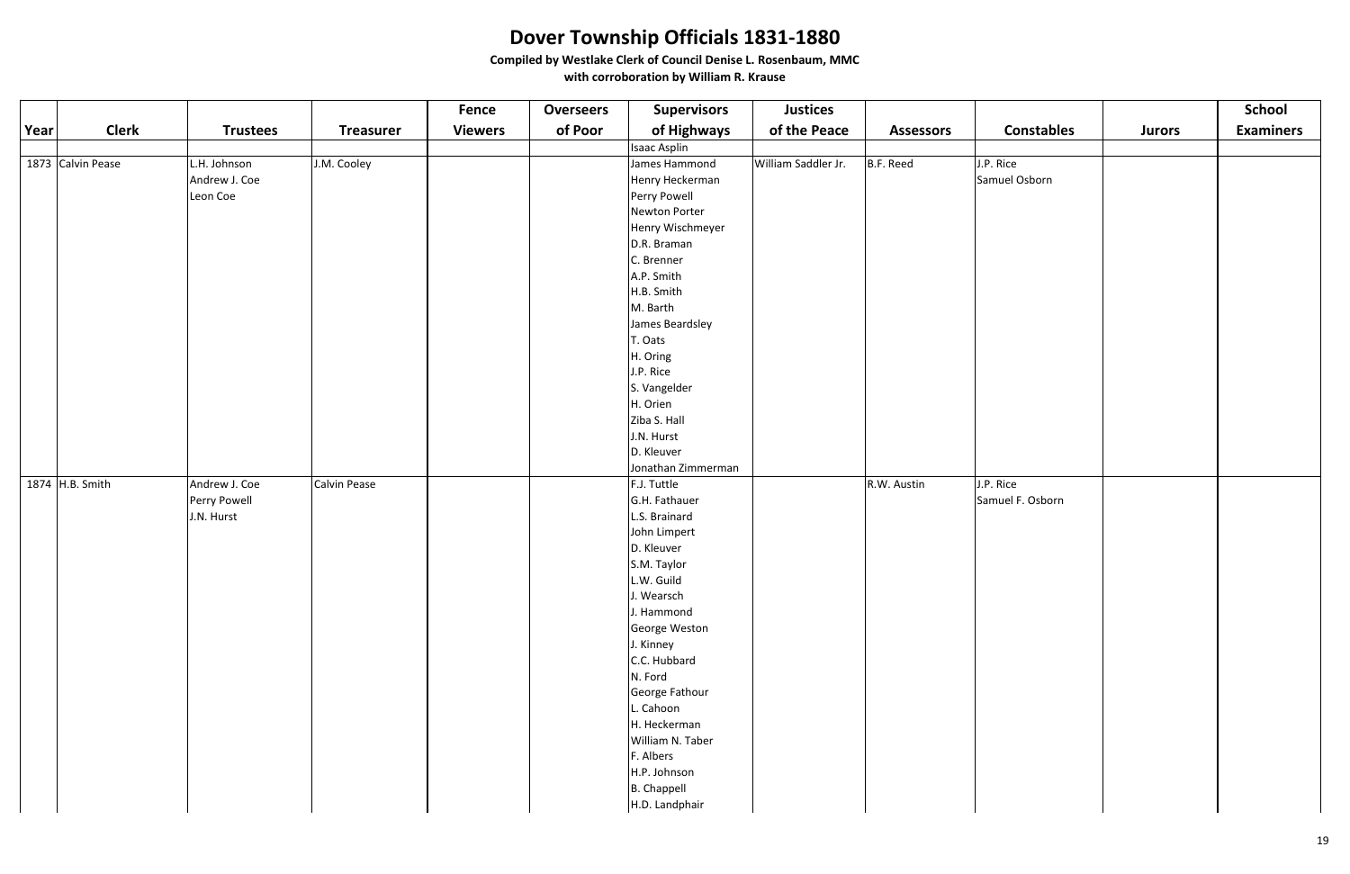# Dover Township Officials 1831-1880

**Compiled by Westlake Clerk of Council Denise L. Rosenbaum, MMC**

**with corroboration by William R. Krause**

| Year | Clerk | Trustees | Treasurer | Fence Viewers | Overseers of Poor | Supervisors of Highways | Justices of the Peace | Assessors | Constables | Jurors | School Examiners |
|---|---|---|---|---|---|---|---|---|---|---|---|
| | | | | | | Isaac Asplin | | | | | |
| 1873 | Calvin Pease | L.H. Johnson | J.M. Cooley | | | James Hammond | William Saddler Jr. | B.F. Reed | J.P. Rice | | |
| | | Andrew J. Coe | | | | Henry Heckerman | | | Samuel Osborn | | |
| | | Leon Coe | | | | Perry Powell | | | | | |
| | | | | | | Newton Porter | | | | | |
| | | | | | | Henry Wischmeyer | | | | | |
| | | | | | | D.R. Braman | | | | | |
| | | | | | | C. Brenner | | | | | |
| | | | | | | A.P. Smith | | | | | |
| | | | | | | H.B. Smith | | | | | |
| | | | | | | M. Barth | | | | | |
| | | | | | | James Beardsley | | | | | |
| | | | | | | T. Oats | | | | | |
| | | | | | | H. Oring | | | | | |
| | | | | | | J.P. Rice | | | | | |
| | | | | | | S. Vangelder | | | | | |
| | | | | | | H. Orien | | | | | |
| | | | | | | Ziba S. Hall | | | | | |
| | | | | | | J.N. Hurst | | | | | |
| | | | | | | D. Kleuver | | | | | |
| | | | | | | Jonathan Zimmerman | | | | | |
| 1874 | H.B. Smith | Andrew J. Coe | Calvin Pease | | | F.J. Tuttle | | R.W. Austin | J.P. Rice | | |
| | | Perry Powell | | | | G.H. Fathauer | | | Samuel F. Osborn | | |
| | | J.N. Hurst | | | | L.S. Brainard | | | | | |
| | | | | | | John Limpert | | | | | |
| | | | | | | D. Kleuver | | | | | |
| | | | | | | S.M. Taylor | | | | | |
| | | | | | | L.W. Guild | | | | | |
| | | | | | | J. Wearsch | | | | | |
| | | | | | | J. Hammond | | | | | |
| | | | | | | George Weston | | | | | |
| | | | | | | J. Kinney | | | | | |
| | | | | | | C.C. Hubbard | | | | | |
| | | | | | | N. Ford | | | | | |
| | | | | | | George Fathour | | | | | |
| | | | | | | L. Cahoon | | | | | |
| | | | | | | H. Heckerman | | | | | |
| | | | | | | William N. Taber | | | | | |
| | | | | | | F. Albers | | | | | |
| | | | | | | H.P. Johnson | | | | | |
| | | | | | | B. Chappell | | | | | |
| | | | | | | H.D. Landphair | | | | | |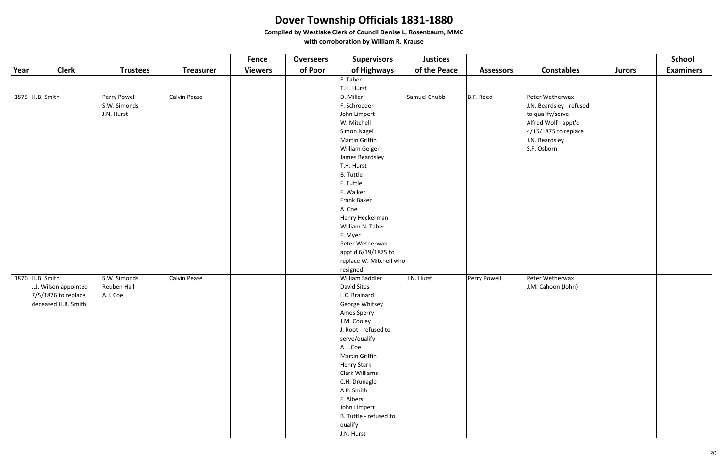# Dover Township Officials 1831-1880

**Compiled by Westlake Clerk of Council Denise L. Rosenbaum, MMC**

**with corroboration by William R. Krause**

| Year | Clerk | Trustees | Treasurer | Fence Viewers | Overseers of Poor | Supervisors of Highways | Justices of the Peace | Assessors | Constables | Jurors | School Examiners |
|---|---|---|---|---|---|---|---|---|---|---|---|
| | | | | | | F. Taber<br>T.H. Hurst | | | | | |
| 1875 | H.B. Smith | Perry Powell<br>S.W. Simonds<br>J.N. Hurst | Calvin Pease | | | D. Miller<br>F. Schroeder<br>John Limpert<br>W. Mitchell<br>Simon Nagel<br>Martin Griffin<br>William Geiger<br>James Beardsley<br>T.H. Hurst<br>B. Tuttle<br>F. Tuttle<br>F. Walker<br>Frank Baker<br>A. Coe<br>Henry Heckerman<br>William N. Taber<br>F. Myer<br>Peter Wetherwax - appt'd 6/19/1875 to replace W. Mitchell who resigned | Samuel Chubb | B.F. Reed | Peter Wetherwax<br>J.N. Beardsley - refused to qualify/serve<br>Alfred Wolf - appt'd 4/15/1875 to replace J.N. Beardsley<br>S.F. Osborn | | |
| 1876 | H.B. Smith<br>J.J. Wilson appointed 7/5/1876 to replace deceased H.B. Smith | S.W. Simonds<br>Reuben Hall<br>A.J. Coe | Calvin Pease | | | William Saddler<br>David Sites<br>L.C. Brainard<br>George Whitsey<br>Amos Sperry<br>J.M. Cooley<br>J. Root - refused to serve/qualify<br>A.J. Coe<br>Martin Griffin<br>Henry Stark<br>Clark Williams<br>C.H. Drunagle<br>A.P. Smith<br>F. Albers<br>John Limpert<br>B. Tuttle - refused to qualify<br>J.N. Hurst | J.N. Hurst | Perry Powell | Peter Wetherwax<br>J.M. Cahoon (John) | | |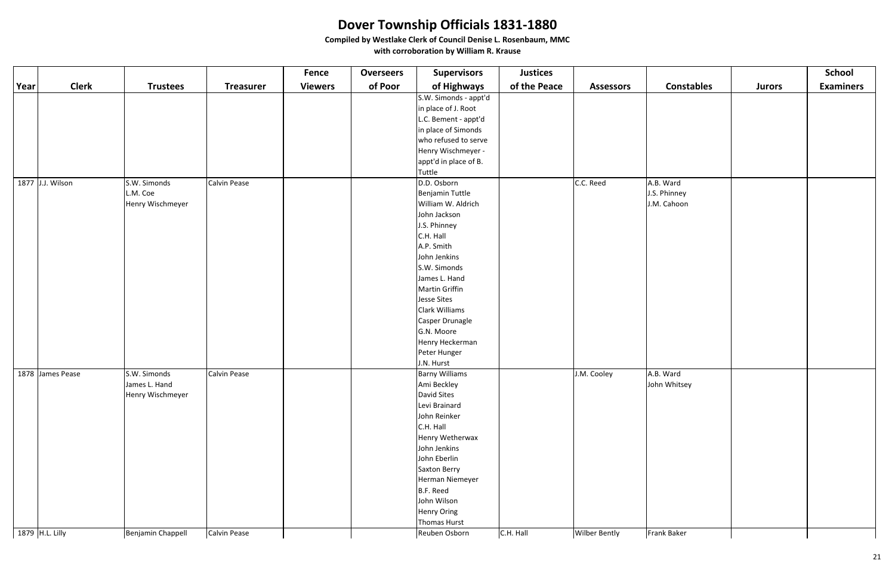# Dover Township Officials 1831-1880

**Compiled by Westlake Clerk of Council Denise L. Rosenbaum, MMC**

**with corroboration by William R. Krause**

| Year | Clerk | Trustees | Treasurer | Fence Viewers | Overseers of Poor | Supervisors of Highways | Justices of the Peace | Assessors | Constables | Jurors | School Examiners |
|---|---|---|---|---|---|---|---|---|---|---|---|
| | | | | | | S.W. Simonds - appt'd in place of J. Root | | | | | |
| | | | | | | L.C. Bement - appt'd in place of Simonds who refused to serve | | | | | |
| | | | | | | Henry Wischmeyer - appt'd in place of B. Tuttle | | | | | |
| 1877 | J.J. Wilson | S.W. Simonds | Calvin Pease | | | D.D. Osborn | | C.C. Reed | A.B. Ward | | |
| | | L.M. Coe | | | | Benjamin Tuttle | | | J.S. Phinney | | |
| | | Henry Wischmeyer | | | | William W. Aldrich | | | J.M. Cahoon | | |
| | | | | | | John Jackson | | | | | |
| | | | | | | J.S. Phinney | | | | | |
| | | | | | | C.H. Hall | | | | | |
| | | | | | | A.P. Smith | | | | | |
| | | | | | | John Jenkins | | | | | |
| | | | | | | S.W. Simonds | | | | | |
| | | | | | | James L. Hand | | | | | |
| | | | | | | Martin Griffin | | | | | |
| | | | | | | Jesse Sites | | | | | |
| | | | | | | Clark Williams | | | | | |
| | | | | | | Casper Drunagle | | | | | |
| | | | | | | G.N. Moore | | | | | |
| | | | | | | Henry Heckerman | | | | | |
| | | | | | | Peter Hunger | | | | | |
| | | | | | | J.N. Hurst | | | | | |
| 1878 | James Pease | S.W. Simonds | Calvin Pease | | | Barny Williams | | J.M. Cooley | A.B. Ward | | |
| | | James L. Hand | | | | Ami Beckley | | | John Whitsey | | |
| | | Henry Wischmeyer | | | | David Sites | | | | | |
| | | | | | | Levi Brainard | | | | | |
| | | | | | | John Reinker | | | | | |
| | | | | | | C.H. Hall | | | | | |
| | | | | | | Henry Wetherwax | | | | | |
| | | | | | | John Jenkins | | | | | |
| | | | | | | John Eberlin | | | | | |
| | | | | | | Saxton Berry | | | | | |
| | | | | | | Herman Niemeyer | | | | | |
| | | | | | | B.F. Reed | | | | | |
| | | | | | | John Wilson | | | | | |
| | | | | | | Henry Oring | | | | | |
| | | | | | | Thomas Hurst | | | | | |
| 1879 | H.L. Lilly | Benjamin Chappell | Calvin Pease | | | Reuben Osborn | C.H. Hall | Wilber Bently | Frank Baker | | |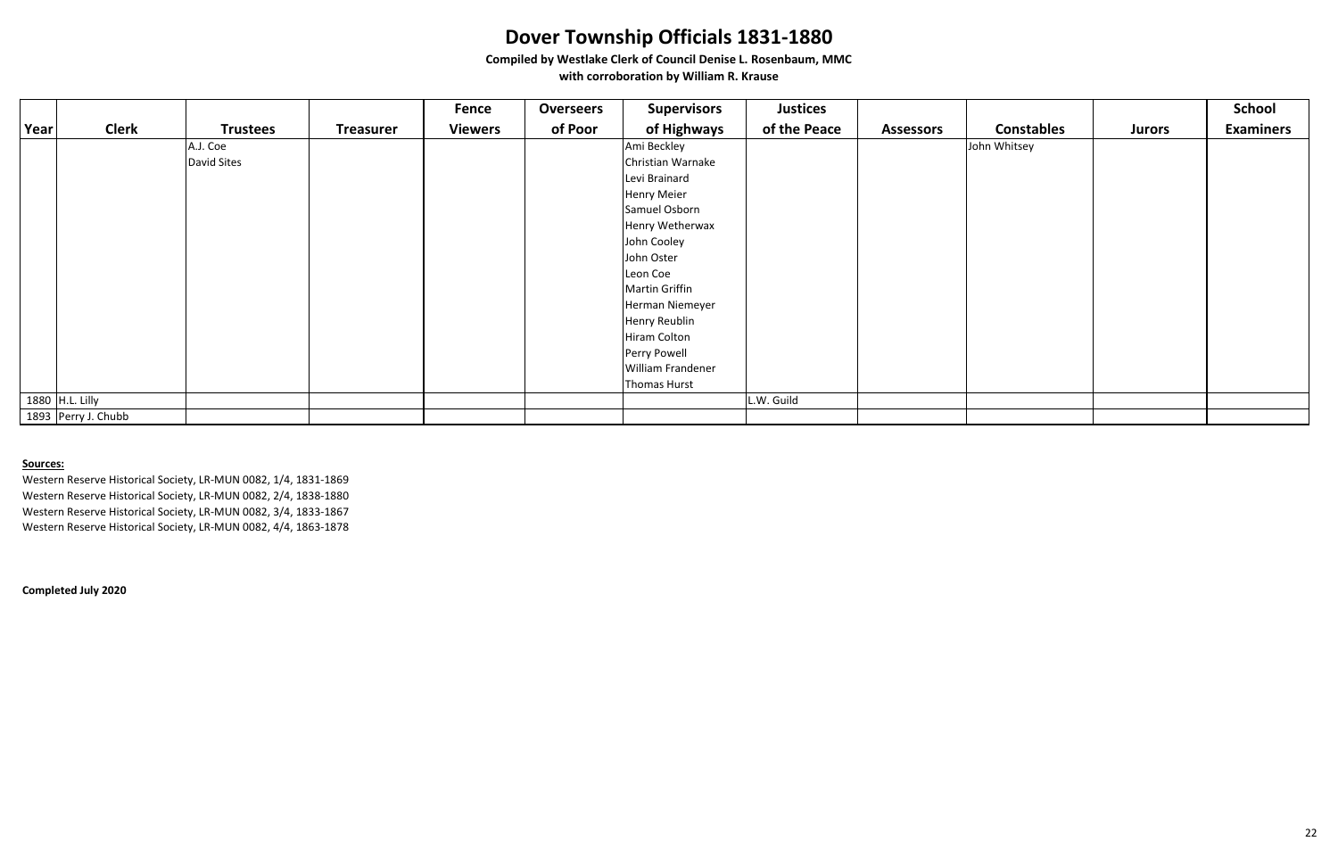# Dover Township Officials 1831-1880

**Compiled by Westlake Clerk of Council Denise L. Rosenbaum, MMC**
**with corroboration by William R. Krause**

| Year | Clerk | Trustees | Treasurer | Fence Viewers | Overseers of Poor | Supervisors of Highways | Justices of the Peace | Assessors | Constables | Jurors | School Examiners |
|---|---|---|---|---|---|---|---|---|---|---|---|
| | | A.J. Coe | | | | Ami Beckley | | | John Whitsey | | |
| | | David Sites | | | | Christian Warnake | | | | | |
| | | | | | | Levi Brainard | | | | | |
| | | | | | | Henry Meier | | | | | |
| | | | | | | Samuel Osborn | | | | | |
| | | | | | | Henry Wetherwax | | | | | |
| | | | | | | John Cooley | | | | | |
| | | | | | | John Oster | | | | | |
| | | | | | | Leon Coe | | | | | |
| | | | | | | Martin Griffin | | | | | |
| | | | | | | Herman Niemeyer | | | | | |
| | | | | | | Henry Reublin | | | | | |
| | | | | | | Hiram Colton | | | | | |
| | | | | | | Perry Powell | | | | | |
| | | | | | | William Frandener | | | | | |
| | | | | | | Thomas Hurst | | | | | |
| 1880 | H.L. Lilly | | | | | | L.W. Guild | | | | |
| 1893 | Perry J. Chubb | | | | | | | | | | |

**Sources:**

Western Reserve Historical Society, LR-MUN 0082, 1/4, 1831-1869
Western Reserve Historical Society, LR-MUN 0082, 2/4, 1838-1880
Western Reserve Historical Society, LR-MUN 0082, 3/4, 1833-1867
Western Reserve Historical Society, LR-MUN 0082, 4/4, 1863-1878

**Completed July 2020**